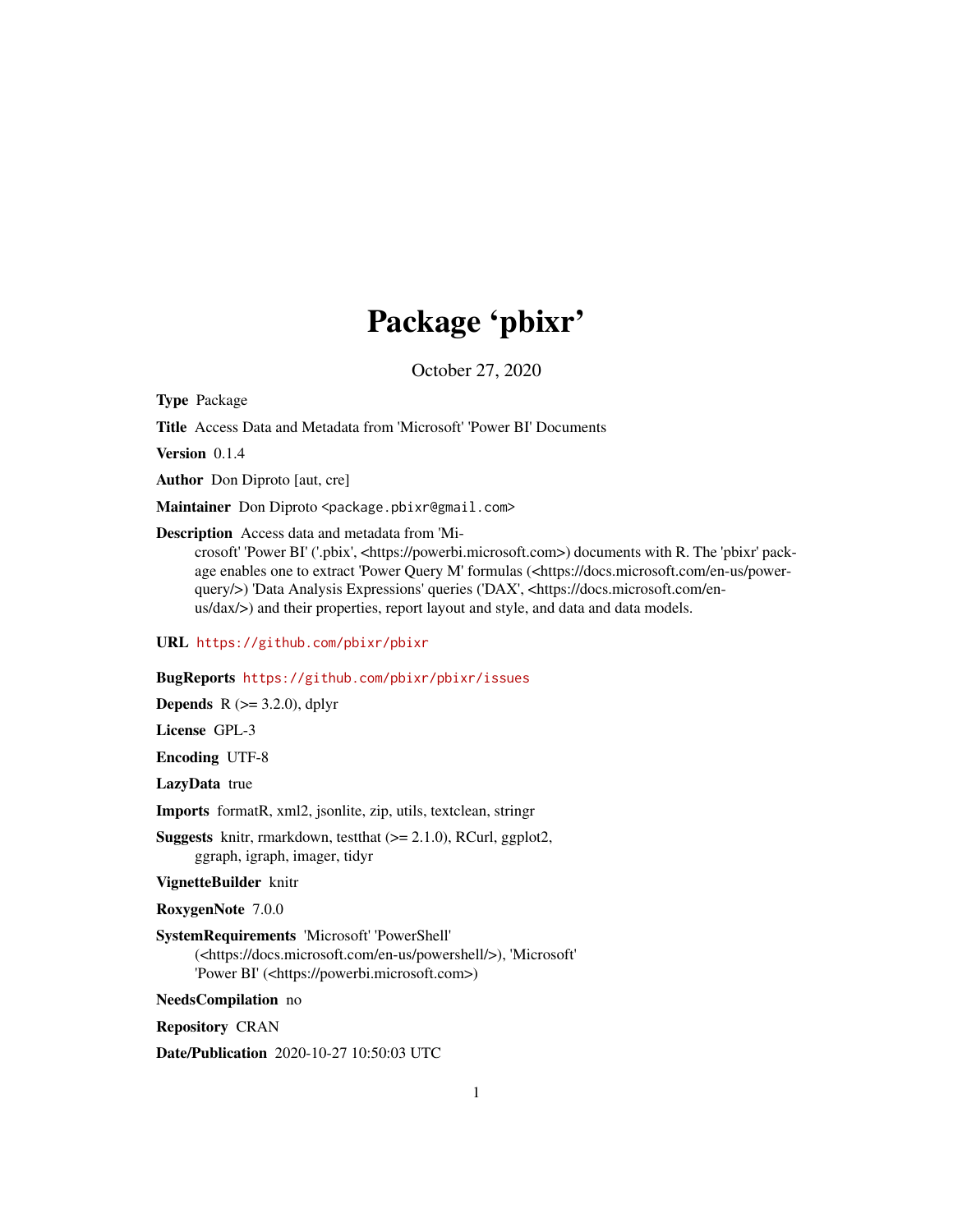# Package 'pbixr'

October 27, 2020

**Type** Package

**Title** Access Data and Metadata from 'Microsoft' 'Power BI' Documents

**Version** 0.1.4

**Author** Don Diproto [aut, cre]

**Maintainer** Don Diproto <package.pbixr@gmail.com>

**Description** Access data and metadata from 'Microsoft' 'Power BI' ('.pbix', <https://powerbi.microsoft.com>) documents with R. The 'pbixr' package enables one to extract 'Power Query M' formulas (<https://docs.microsoft.com/en-us/powerquery/>) 'Data Analysis Expressions' queries ('DAX', <https://docs.microsoft.com/en-us/dax/>) and their properties, report layout and style, and data and data models.

**URL** https://github.com/pbixr/pbixr

**BugReports** https://github.com/pbixr/pbixr/issues

**Depends** R (>= 3.2.0), dplyr

**License** GPL-3

**Encoding** UTF-8

**LazyData** true

**Imports** formatR, xml2, jsonlite, zip, utils, textclean, stringr

**Suggests** knitr, rmarkdown, testthat (>= 2.1.0), RCurl, ggplot2, ggraph, igraph, imager, tidyr

**VignetteBuilder** knitr

**RoxygenNote** 7.0.0

**SystemRequirements** 'Microsoft' 'PowerShell' (<https://docs.microsoft.com/en-us/powershell/>), 'Microsoft' 'Power BI' (<https://powerbi.microsoft.com>)

**NeedsCompilation** no

**Repository** CRAN

**Date/Publication** 2020-10-27 10:50:03 UTC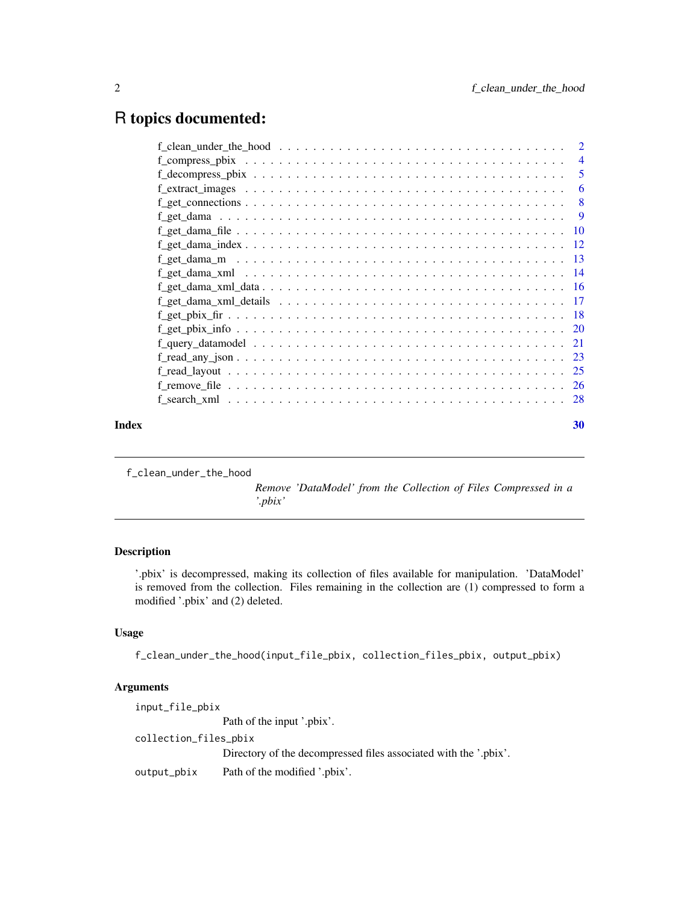# R topics documented:

| | |
|---|---|
| f_clean_under_the_hood | 2 |
| f_compress_pbix | 4 |
| f_decompress_pbix | 5 |
| f_extract_images | 6 |
| f_get_connections | 8 |
| f_get_dama | 9 |
| f_get_dama_file | 10 |
| f_get_dama_index | 12 |
| f_get_dama_m | 13 |
| f_get_dama_xml | 14 |
| f_get_dama_xml_data | 16 |
| f_get_dama_xml_details | 17 |
| f_get_pbix_fir | 18 |
| f_get_pbix_info | 20 |
| f_query_datamodel | 21 |
| f_read_any_json | 23 |
| f_read_layout | 25 |
| f_remove_file | 26 |
| f_search_xml | 28 |

**Index** 30

---

## f_clean_under_the_hood — *Remove 'DataModel' from the Collection of Files Compressed in a '.pbix'*

### Description

'.pbix' is decompressed, making its collection of files available for manipulation. 'DataModel' is removed from the collection. Files remaining in the collection are (1) compressed to form a modified '.pbix' and (2) deleted.

### Usage

```
f_clean_under_the_hood(input_file_pbix, collection_files_pbix, output_pbix)
```

### Arguments

| | |
|---|---|
| input_file_pbix | Path of the input '.pbix'. |
| collection_files_pbix | Directory of the decompressed files associated with the '.pbix'. |
| output_pbix | Path of the modified '.pbix'. |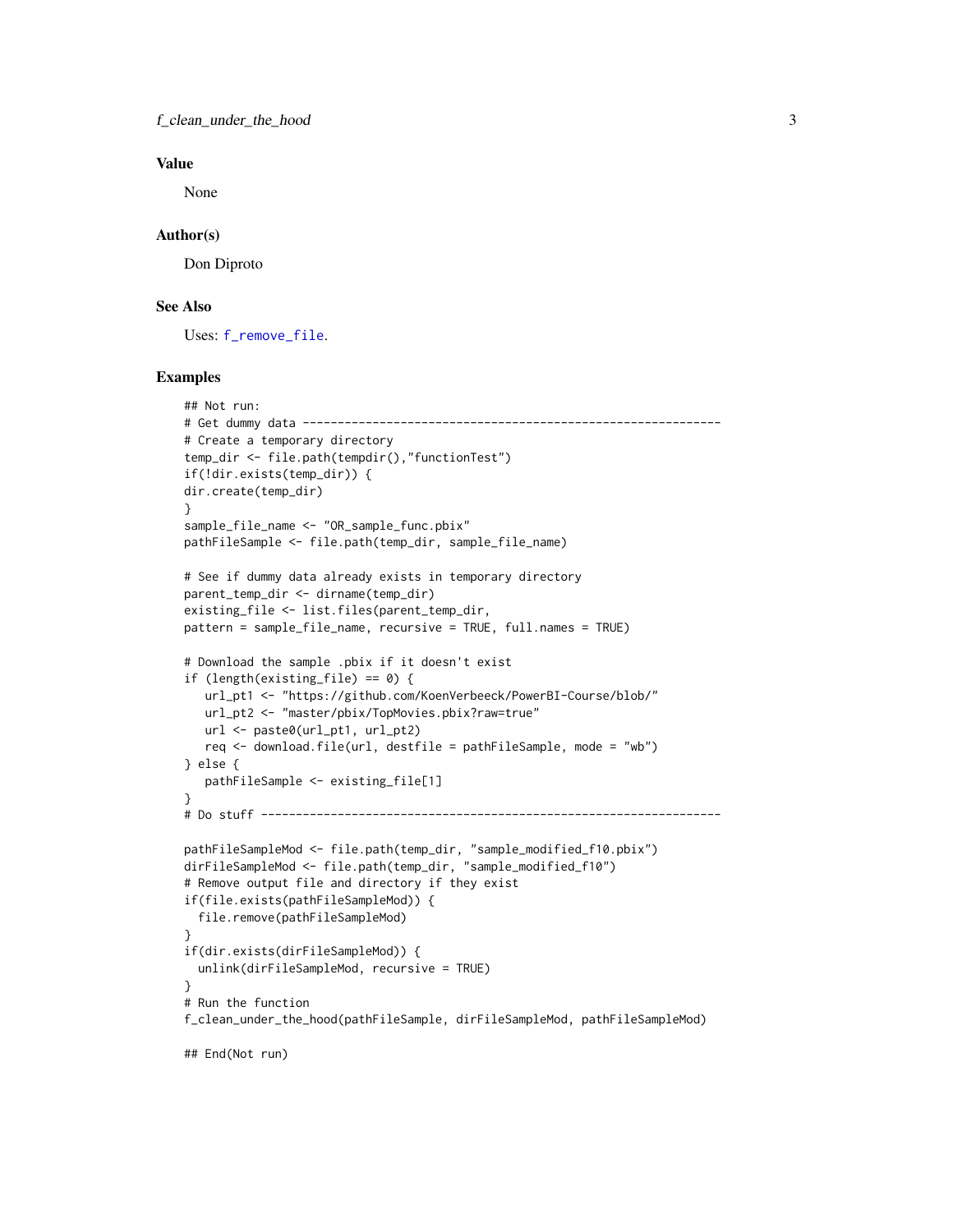### Value

None

### Author(s)

Don Diproto

### See Also

Uses: f_remove_file.

### Examples

```
## Not run:
# Get dummy data ----------------------------------------------------------
# Create a temporary directory
temp_dir <- file.path(tempdir(),"functionTest")
if(!dir.exists(temp_dir)) {
dir.create(temp_dir)
}
sample_file_name <- "OR_sample_func.pbix"
pathFileSample <- file.path(temp_dir, sample_file_name)

# See if dummy data already exists in temporary directory
parent_temp_dir <- dirname(temp_dir)
existing_file <- list.files(parent_temp_dir,
pattern = sample_file_name, recursive = TRUE, full.names = TRUE)

# Download the sample .pbix if it doesn't exist
if (length(existing_file) == 0) {
   url_pt1 <- "https://github.com/KoenVerbeeck/PowerBI-Course/blob/"
   url_pt2 <- "master/pbix/TopMovies.pbix?raw=true"
   url <- paste0(url_pt1, url_pt2)
   req <- download.file(url, destfile = pathFileSample, mode = "wb")
} else {
   pathFileSample <- existing_file[1]
}
# Do stuff ----------------------------------------------------------------

pathFileSampleMod <- file.path(temp_dir, "sample_modified_f10.pbix")
dirFileSampleMod <- file.path(temp_dir, "sample_modified_f10")
# Remove output file and directory if they exist
if(file.exists(pathFileSampleMod)) {
  file.remove(pathFileSampleMod)
}
if(dir.exists(dirFileSampleMod)) {
  unlink(dirFileSampleMod, recursive = TRUE)
}
# Run the function
f_clean_under_the_hood(pathFileSample, dirFileSampleMod, pathFileSampleMod)

## End(Not run)
```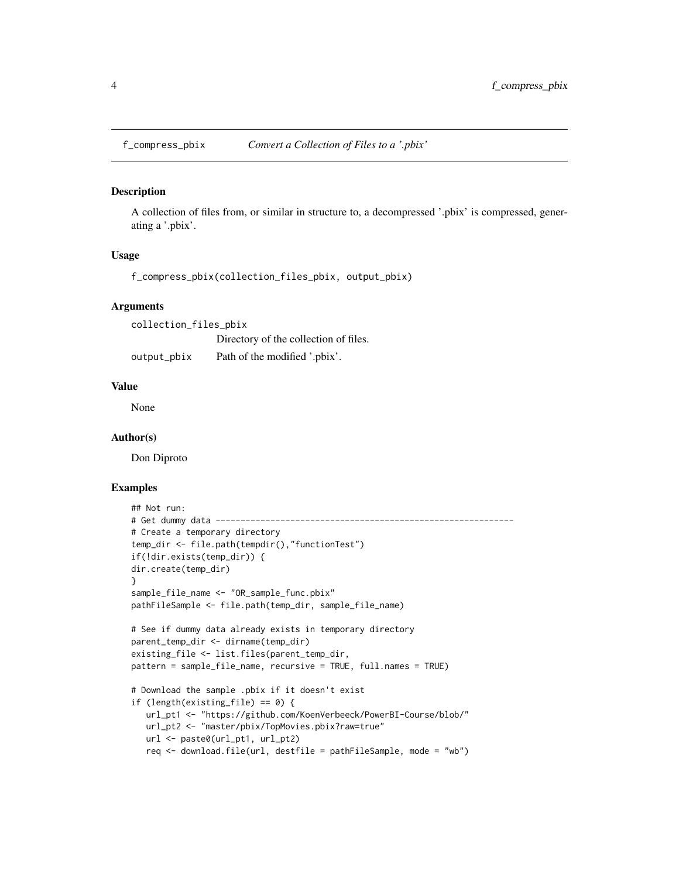f_compress_pbix    *Convert a Collection of Files to a '.pbix'*

## Description

A collection of files from, or similar in structure to, a decompressed '.pbix' is compressed, generating a '.pbix'.

## Usage

```
f_compress_pbix(collection_files_pbix, output_pbix)
```

## Arguments

| | |
|---|---|
| `collection_files_pbix` | Directory of the collection of files. |
| `output_pbix` | Path of the modified '.pbix'. |

## Value

None

## Author(s)

Don Diproto

## Examples

```
## Not run:
# Get dummy data -----------------------------------------------------------
# Create a temporary directory
temp_dir <- file.path(tempdir(),"functionTest")
if(!dir.exists(temp_dir)) {
dir.create(temp_dir)
}
sample_file_name <- "OR_sample_func.pbix"
pathFileSample <- file.path(temp_dir, sample_file_name)

# See if dummy data already exists in temporary directory
parent_temp_dir <- dirname(temp_dir)
existing_file <- list.files(parent_temp_dir,
pattern = sample_file_name, recursive = TRUE, full.names = TRUE)

# Download the sample .pbix if it doesn't exist
if (length(existing_file) == 0) {
   url_pt1 <- "https://github.com/KoenVerbeeck/PowerBI-Course/blob/"
   url_pt2 <- "master/pbix/TopMovies.pbix?raw=true"
   url <- paste0(url_pt1, url_pt2)
   req <- download.file(url, destfile = pathFileSample, mode = "wb")
```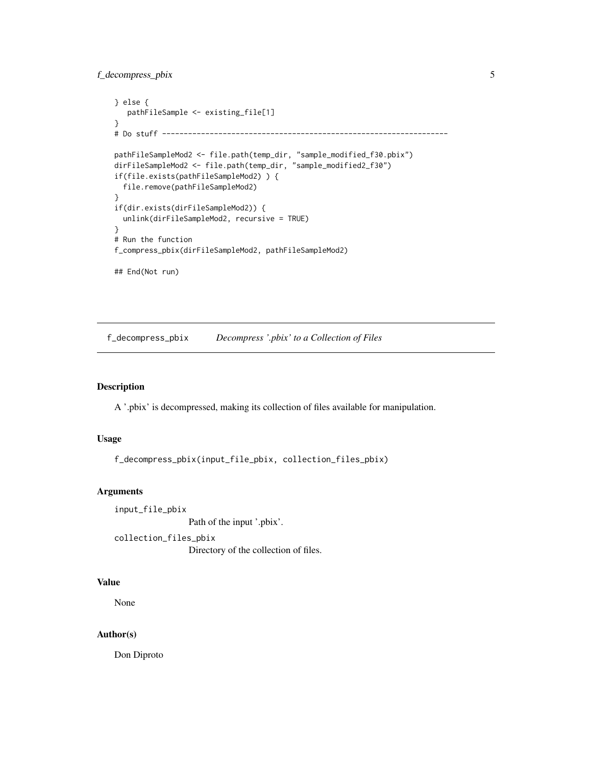```
} else {
   pathFileSample <- existing_file[1]
}
# Do stuff ----------------------------------------------------------------

pathFileSampleMod2 <- file.path(temp_dir, "sample_modified_f30.pbix")
dirFileSampleMod2 <- file.path(temp_dir, "sample_modified2_f30")
if(file.exists(pathFileSampleMod2) ) {
  file.remove(pathFileSampleMod2)
}
if(dir.exists(dirFileSampleMod2)) {
  unlink(dirFileSampleMod2, recursive = TRUE)
}
# Run the function
f_compress_pbix(dirFileSampleMod2, pathFileSampleMod2)

## End(Not run)
```

---

## f_decompress_pbix    *Decompress '.pbix' to a Collection of Files*

---

### Description

A '.pbix' is decompressed, making its collection of files available for manipulation.

### Usage

```
f_decompress_pbix(input_file_pbix, collection_files_pbix)
```

### Arguments

`input_file_pbix`
: Path of the input '.pbix'.

`collection_files_pbix`
: Directory of the collection of files.

### Value

None

### Author(s)

Don Diproto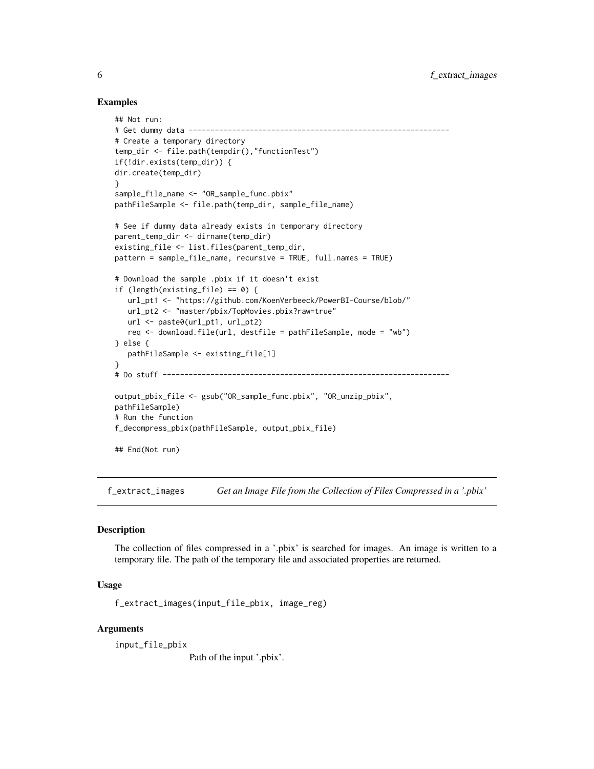## Examples

```
## Not run:
# Get dummy data ---------------------------------------------------------
# Create a temporary directory
temp_dir <- file.path(tempdir(),"functionTest")
if(!dir.exists(temp_dir)) {
dir.create(temp_dir)
}
sample_file_name <- "OR_sample_func.pbix"
pathFileSample <- file.path(temp_dir, sample_file_name)

# See if dummy data already exists in temporary directory
parent_temp_dir <- dirname(temp_dir)
existing_file <- list.files(parent_temp_dir,
pattern = sample_file_name, recursive = TRUE, full.names = TRUE)

# Download the sample .pbix if it doesn't exist
if (length(existing_file) == 0) {
   url_pt1 <- "https://github.com/KoenVerbeeck/PowerBI-Course/blob/"
   url_pt2 <- "master/pbix/TopMovies.pbix?raw=true"
   url <- paste0(url_pt1, url_pt2)
   req <- download.file(url, destfile = pathFileSample, mode = "wb")
} else {
   pathFileSample <- existing_file[1]
}
# Do stuff ----------------------------------------------------------------

output_pbix_file <- gsub("OR_sample_func.pbix", "OR_unzip_pbix",
pathFileSample)
# Run the function
f_decompress_pbix(pathFileSample, output_pbix_file)

## End(Not run)
```

---

`f_extract_images` *Get an Image File from the Collection of Files Compressed in a '.pbix'*

---

## Description

The collection of files compressed in a '.pbix' is searched for images. An image is written to a temporary file. The path of the temporary file and associated properties are returned.

## Usage

```
f_extract_images(input_file_pbix, image_reg)
```

## Arguments

`input_file_pbix`
: Path of the input '.pbix'.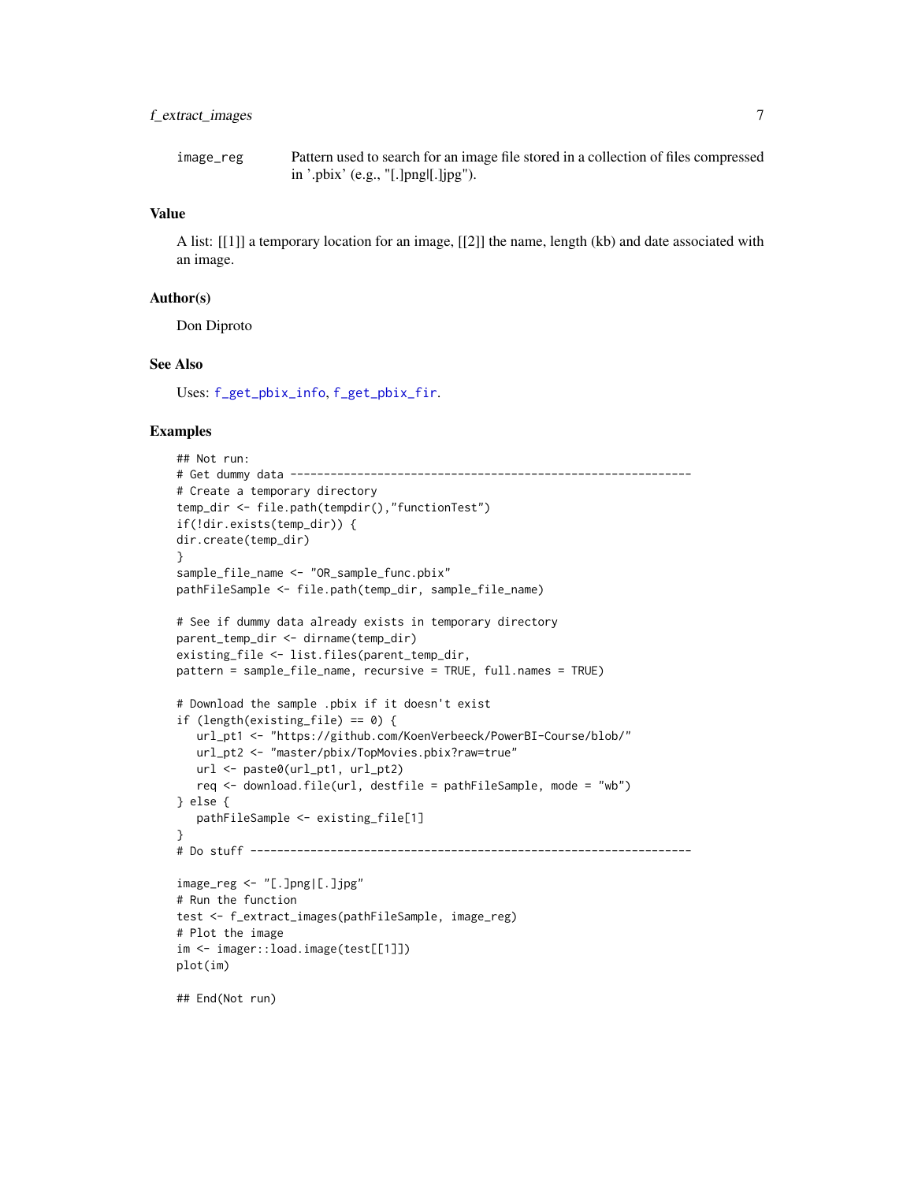image_reg Pattern used to search for an image file stored in a collection of files compressed in '.pbix' (e.g., "[.]png|[.]jpg").

### Value

A list: [[1]] a temporary location for an image, [[2]] the name, length (kb) and date associated with an image.

### Author(s)

Don Diproto

### See Also

Uses: f_get_pbix_info, f_get_pbix_fir.

### Examples

```
## Not run:
# Get dummy data ------------------------------------------------------------
# Create a temporary directory
temp_dir <- file.path(tempdir(),"functionTest")
if(!dir.exists(temp_dir)) {
dir.create(temp_dir)
}
sample_file_name <- "OR_sample_func.pbix"
pathFileSample <- file.path(temp_dir, sample_file_name)

# See if dummy data already exists in temporary directory
parent_temp_dir <- dirname(temp_dir)
existing_file <- list.files(parent_temp_dir,
pattern = sample_file_name, recursive = TRUE, full.names = TRUE)

# Download the sample .pbix if it doesn't exist
if (length(existing_file) == 0) {
   url_pt1 <- "https://github.com/KoenVerbeeck/PowerBI-Course/blob/"
   url_pt2 <- "master/pbix/TopMovies.pbix?raw=true"
   url <- paste0(url_pt1, url_pt2)
   req <- download.file(url, destfile = pathFileSample, mode = "wb")
} else {
   pathFileSample <- existing_file[1]
}
# Do stuff ------------------------------------------------------------------

image_reg <- "[.]png|[.]jpg"
# Run the function
test <- f_extract_images(pathFileSample, image_reg)
# Plot the image
im <- imager::load.image(test[[1]])
plot(im)

## End(Not run)
```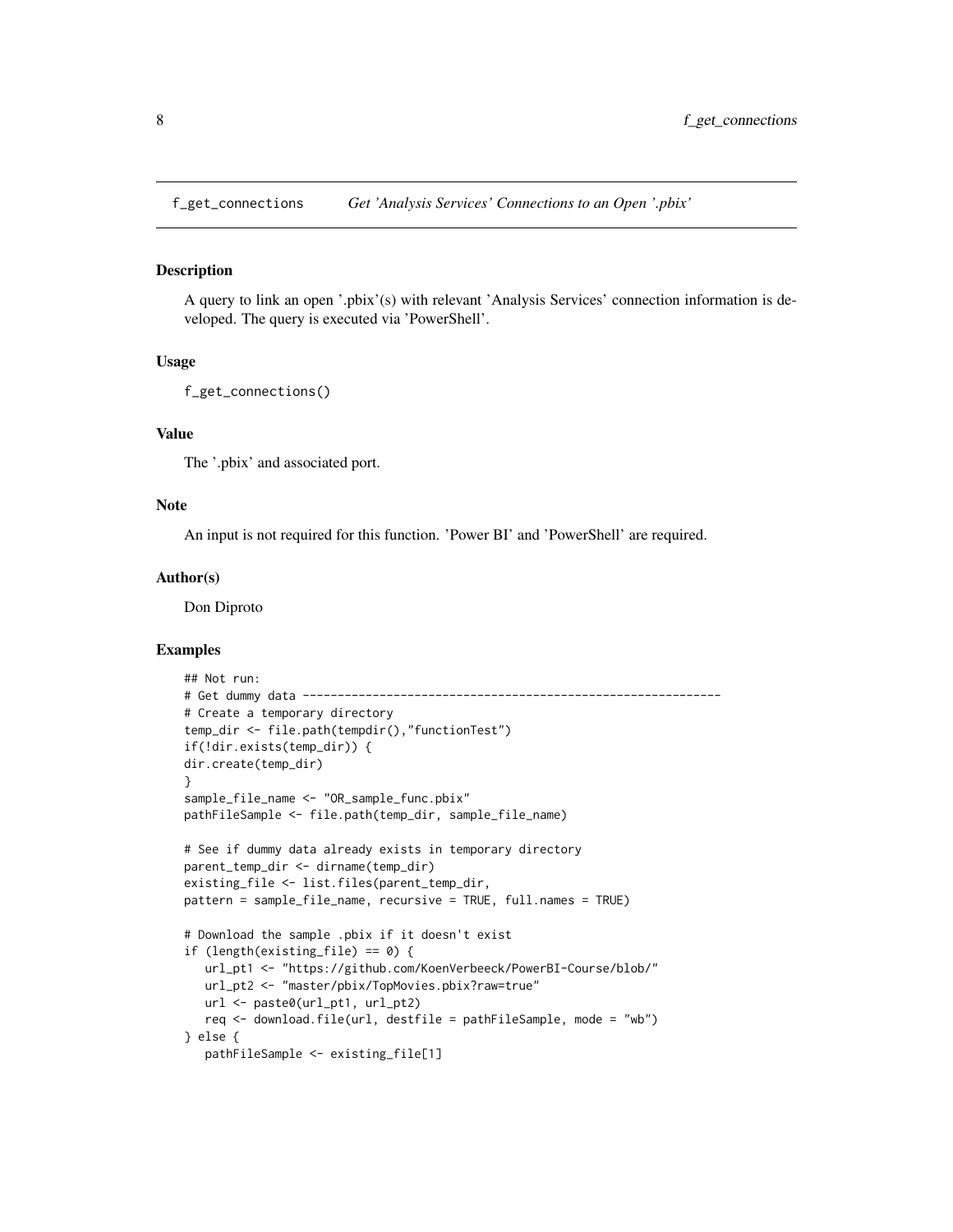f_get_connections *Get 'Analysis Services' Connections to an Open '.pbix'*

### Description

A query to link an open '.pbix'(s) with relevant 'Analysis Services' connection information is developed. The query is executed via 'PowerShell'.

### Usage

```
f_get_connections()
```

### Value

The '.pbix' and associated port.

### Note

An input is not required for this function. 'Power BI' and 'PowerShell' are required.

### Author(s)

Don Diproto

### Examples

```
## Not run:
# Get dummy data -----------------------------------------------------------
# Create a temporary directory
temp_dir <- file.path(tempdir(),"functionTest")
if(!dir.exists(temp_dir)) {
dir.create(temp_dir)
}
sample_file_name <- "OR_sample_func.pbix"
pathFileSample <- file.path(temp_dir, sample_file_name)

# See if dummy data already exists in temporary directory
parent_temp_dir <- dirname(temp_dir)
existing_file <- list.files(parent_temp_dir,
pattern = sample_file_name, recursive = TRUE, full.names = TRUE)

# Download the sample .pbix if it doesn't exist
if (length(existing_file) == 0) {
   url_pt1 <- "https://github.com/KoenVerbeeck/PowerBI-Course/blob/"
   url_pt2 <- "master/pbix/TopMovies.pbix?raw=true"
   url <- paste0(url_pt1, url_pt2)
   req <- download.file(url, destfile = pathFileSample, mode = "wb")
} else {
   pathFileSample <- existing_file[1]
```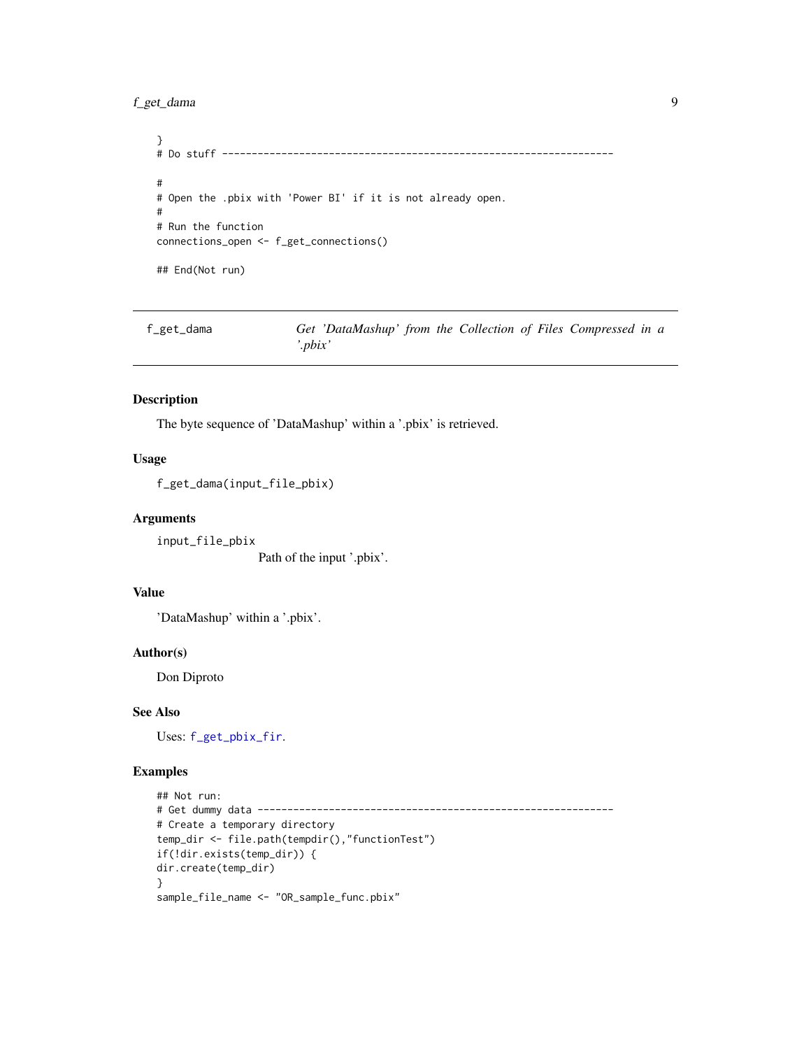```
}
# Do stuff -------------------------------------------------------------------

#
# Open the .pbix with 'Power BI' if it is not already open.
#
# Run the function
connections_open <- f_get_connections()

## End(Not run)
```

---

## f_get_dama — *Get 'DataMashup' from the Collection of Files Compressed in a '.pbix'*

### Description

The byte sequence of 'DataMashup' within a '.pbix' is retrieved.

### Usage

```
f_get_dama(input_file_pbix)
```

### Arguments

`input_file_pbix`
: Path of the input '.pbix'.

### Value

'DataMashup' within a '.pbix'.

### Author(s)

Don Diproto

### See Also

Uses: `f_get_pbix_fir`.

### Examples

```
## Not run:
# Get dummy data -------------------------------------------------------------
# Create a temporary directory
temp_dir <- file.path(tempdir(),"functionTest")
if(!dir.exists(temp_dir)) {
dir.create(temp_dir)
}
sample_file_name <- "OR_sample_func.pbix"
```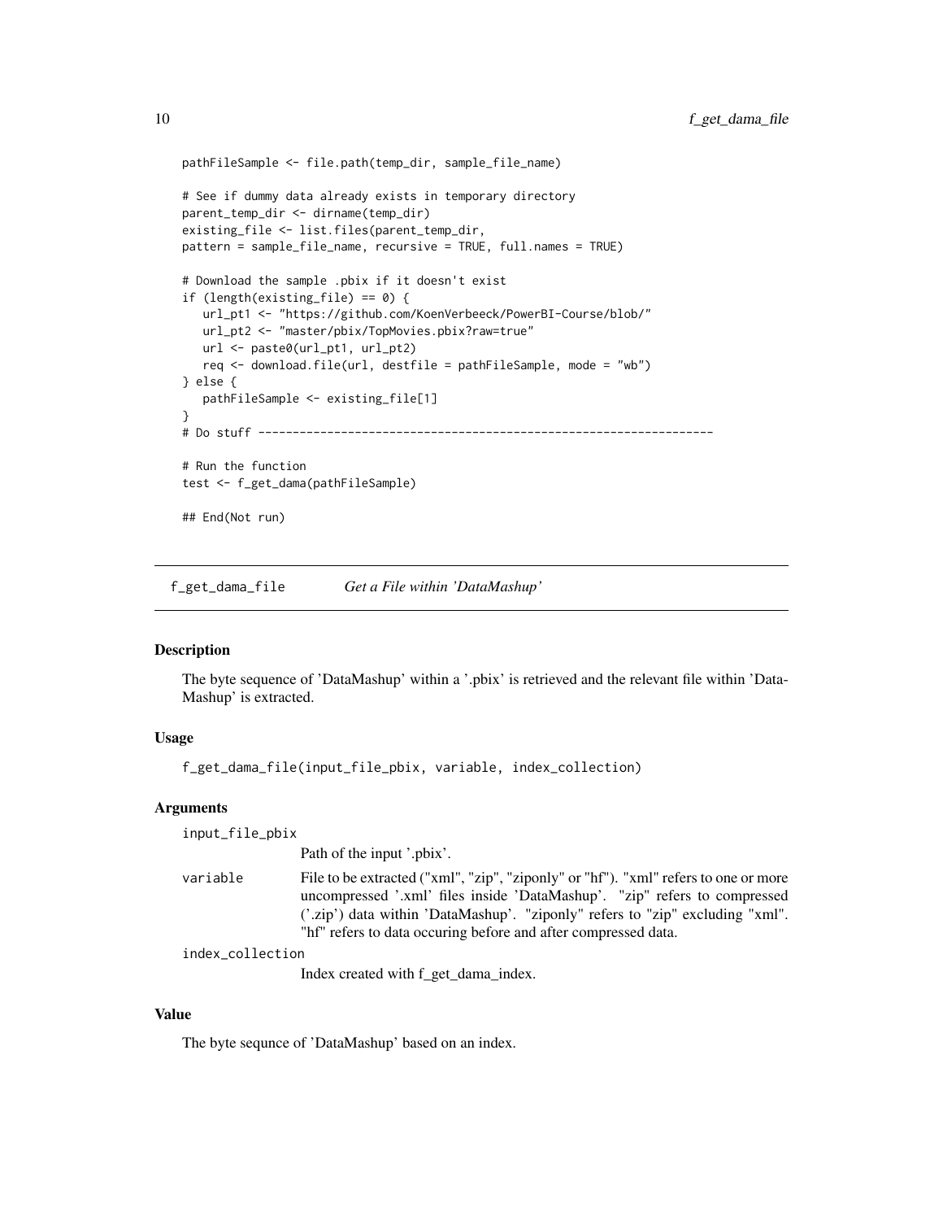```
pathFileSample <- file.path(temp_dir, sample_file_name)

# See if dummy data already exists in temporary directory
parent_temp_dir <- dirname(temp_dir)
existing_file <- list.files(parent_temp_dir,
pattern = sample_file_name, recursive = TRUE, full.names = TRUE)

# Download the sample .pbix if it doesn't exist
if (length(existing_file) == 0) {
   url_pt1 <- "https://github.com/KoenVerbeeck/PowerBI-Course/blob/"
   url_pt2 <- "master/pbix/TopMovies.pbix?raw=true"
   url <- paste0(url_pt1, url_pt2)
   req <- download.file(url, destfile = pathFileSample, mode = "wb")
} else {
   pathFileSample <- existing_file[1]
}
# Do stuff -----------------------------------------------------------------

# Run the function
test <- f_get_dama(pathFileSample)

## End(Not run)
```

---

## f_get_dama_file — *Get a File within 'DataMashup'*

### Description

The byte sequence of 'DataMashup' within a '.pbix' is retrieved and the relevant file within 'DataMashup' is extracted.

### Usage

```
f_get_dama_file(input_file_pbix, variable, index_collection)
```

### Arguments

`input_file_pbix`
: Path of the input '.pbix'.

`variable`
: File to be extracted ("xml", "zip", "ziponly" or "hf"). "xml" refers to one or more uncompressed '.xml' files inside 'DataMashup'. "zip" refers to compressed ('.zip') data within 'DataMashup'. "ziponly" refers to "zip" excluding "xml". "hf" refers to data occuring before and after compressed data.

`index_collection`
: Index created with f_get_dama_index.

### Value

The byte sequnce of 'DataMashup' based on an index.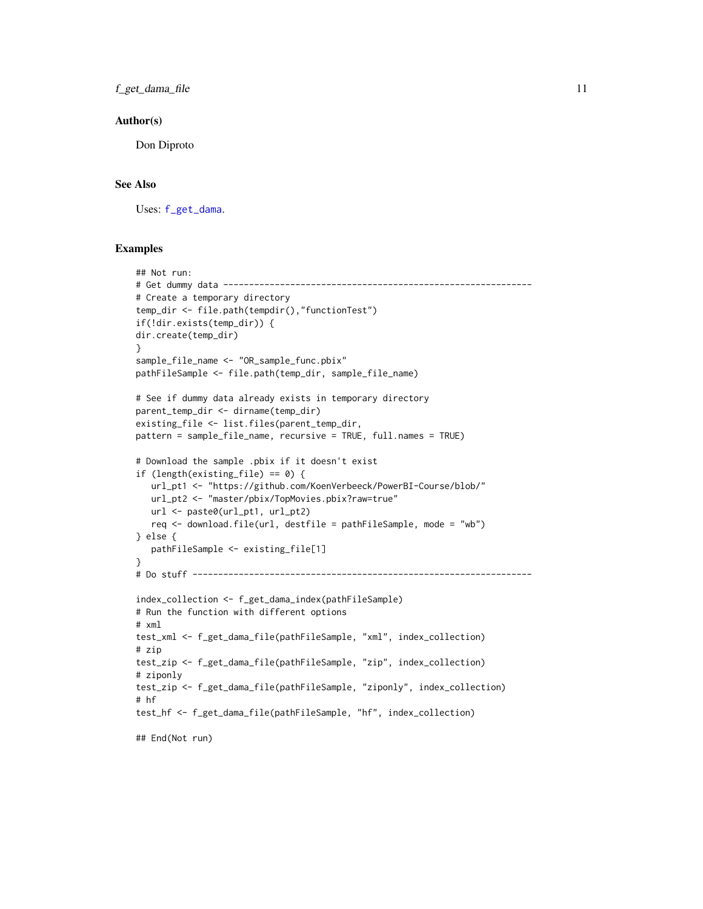### Author(s)

Don Diproto

### See Also

Uses: `f_get_dama`.

### Examples

```
## Not run:
# Get dummy data -----------------------------------------------------------
# Create a temporary directory
temp_dir <- file.path(tempdir(),"functionTest")
if(!dir.exists(temp_dir)) {
dir.create(temp_dir)
}
sample_file_name <- "OR_sample_func.pbix"
pathFileSample <- file.path(temp_dir, sample_file_name)

# See if dummy data already exists in temporary directory
parent_temp_dir <- dirname(temp_dir)
existing_file <- list.files(parent_temp_dir,
pattern = sample_file_name, recursive = TRUE, full.names = TRUE)

# Download the sample .pbix if it doesn't exist
if (length(existing_file) == 0) {
   url_pt1 <- "https://github.com/KoenVerbeeck/PowerBI-Course/blob/"
   url_pt2 <- "master/pbix/TopMovies.pbix?raw=true"
   url <- paste0(url_pt1, url_pt2)
   req <- download.file(url, destfile = pathFileSample, mode = "wb")
} else {
   pathFileSample <- existing_file[1]
}
# Do stuff -----------------------------------------------------------------

index_collection <- f_get_dama_index(pathFileSample)
# Run the function with different options
# xml
test_xml <- f_get_dama_file(pathFileSample, "xml", index_collection)
# zip
test_zip <- f_get_dama_file(pathFileSample, "zip", index_collection)
# ziponly
test_zip <- f_get_dama_file(pathFileSample, "ziponly", index_collection)
# hf
test_hf <- f_get_dama_file(pathFileSample, "hf", index_collection)

## End(Not run)
```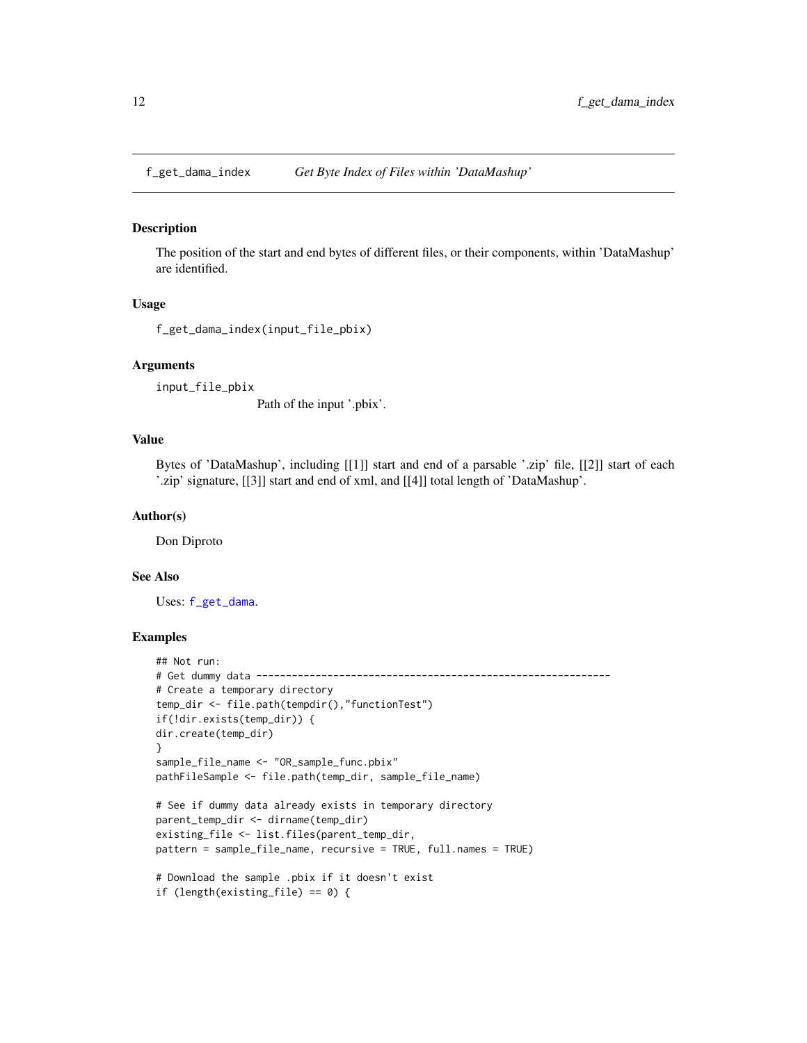## f_get_dama_index — *Get Byte Index of Files within 'DataMashup'*

### Description

The position of the start and end bytes of different files, or their components, within 'DataMashup' are identified.

### Usage

```
f_get_dama_index(input_file_pbix)
```

### Arguments

`input_file_pbix`
: Path of the input '.pbix'.

### Value

Bytes of 'DataMashup', including [[1]] start and end of a parsable '.zip' file, [[2]] start of each '.zip' signature, [[3]] start and end of xml, and [[4]] total length of 'DataMashup'.

### Author(s)

Don Diproto

### See Also

Uses: `f_get_dama`.

### Examples

```
## Not run:
# Get dummy data -----------------------------------------------------------
# Create a temporary directory
temp_dir <- file.path(tempdir(),"functionTest")
if(!dir.exists(temp_dir)) {
dir.create(temp_dir)
}
sample_file_name <- "OR_sample_func.pbix"
pathFileSample <- file.path(temp_dir, sample_file_name)

# See if dummy data already exists in temporary directory
parent_temp_dir <- dirname(temp_dir)
existing_file <- list.files(parent_temp_dir,
pattern = sample_file_name, recursive = TRUE, full.names = TRUE)

# Download the sample .pbix if it doesn't exist
if (length(existing_file) == 0) {
```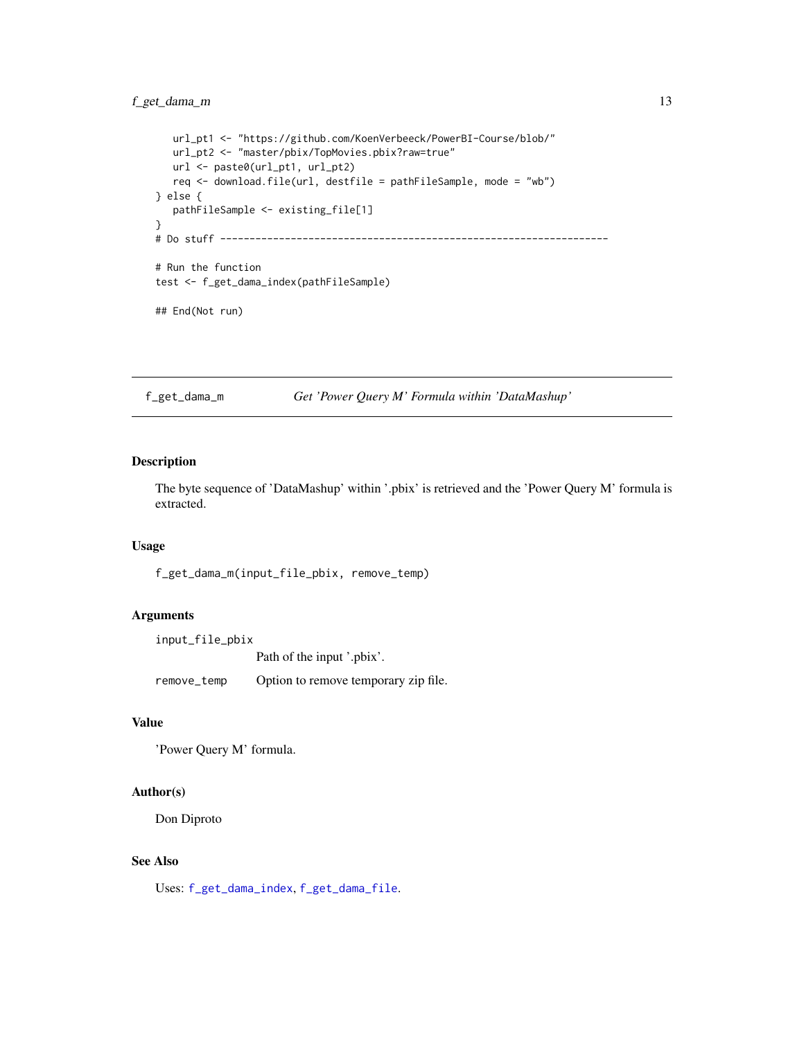```
    url_pt1 <- "https://github.com/KoenVerbeeck/PowerBI-Course/blob/"
    url_pt2 <- "master/pbix/TopMovies.pbix?raw=true"
    url <- paste0(url_pt1, url_pt2)
    req <- download.file(url, destfile = pathFileSample, mode = "wb")
} else {
    pathFileSample <- existing_file[1]
}
# Do stuff -------------------------------------------------------------------

# Run the function
test <- f_get_dama_index(pathFileSample)

## End(Not run)
```

## f_get_dama_m — *Get 'Power Query M' Formula within 'DataMashup'*

### Description

The byte sequence of 'DataMashup' within '.pbix' is retrieved and the 'Power Query M' formula is extracted.

### Usage

```
f_get_dama_m(input_file_pbix, remove_temp)
```

### Arguments

| | |
|---|---|
| `input_file_pbix` | Path of the input '.pbix'. |
| `remove_temp` | Option to remove temporary zip file. |

### Value

'Power Query M' formula.

### Author(s)

Don Diproto

### See Also

Uses: `f_get_dama_index`, `f_get_dama_file`.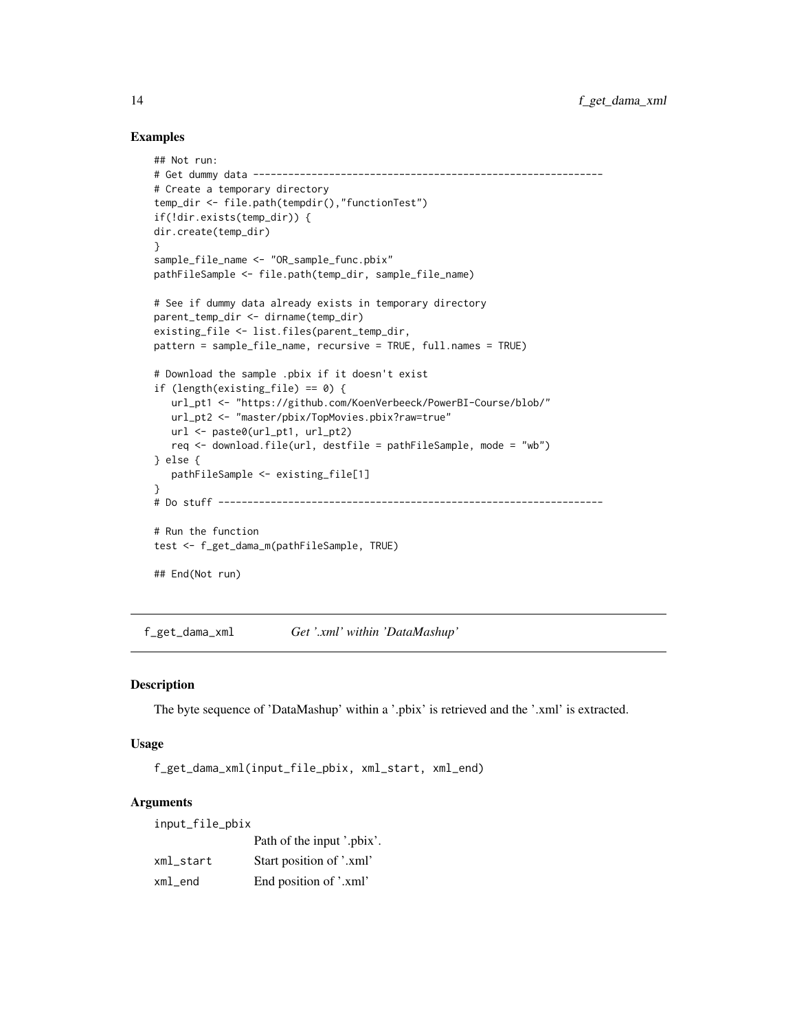### Examples

```
## Not run:
# Get dummy data -----------------------------------------------------------
# Create a temporary directory
temp_dir <- file.path(tempdir(),"functionTest")
if(!dir.exists(temp_dir)) {
dir.create(temp_dir)
}
sample_file_name <- "OR_sample_func.pbix"
pathFileSample <- file.path(temp_dir, sample_file_name)

# See if dummy data already exists in temporary directory
parent_temp_dir <- dirname(temp_dir)
existing_file <- list.files(parent_temp_dir,
pattern = sample_file_name, recursive = TRUE, full.names = TRUE)

# Download the sample .pbix if it doesn't exist
if (length(existing_file) == 0) {
   url_pt1 <- "https://github.com/KoenVerbeeck/PowerBI-Course/blob/"
   url_pt2 <- "master/pbix/TopMovies.pbix?raw=true"
   url <- paste0(url_pt1, url_pt2)
   req <- download.file(url, destfile = pathFileSample, mode = "wb")
} else {
   pathFileSample <- existing_file[1]
}
# Do stuff -----------------------------------------------------------------

# Run the function
test <- f_get_dama_m(pathFileSample, TRUE)

## End(Not run)
```

---

## f_get_dama_xml *Get '.xml' within 'DataMashup'*

### Description

The byte sequence of 'DataMashup' within a '.pbix' is retrieved and the '.xml' is extracted.

### Usage

```
f_get_dama_xml(input_file_pbix, xml_start, xml_end)
```

### Arguments

| | |
|---|---|
| `input_file_pbix` | Path of the input '.pbix'. |
| `xml_start` | Start position of '.xml' |
| `xml_end` | End position of '.xml' |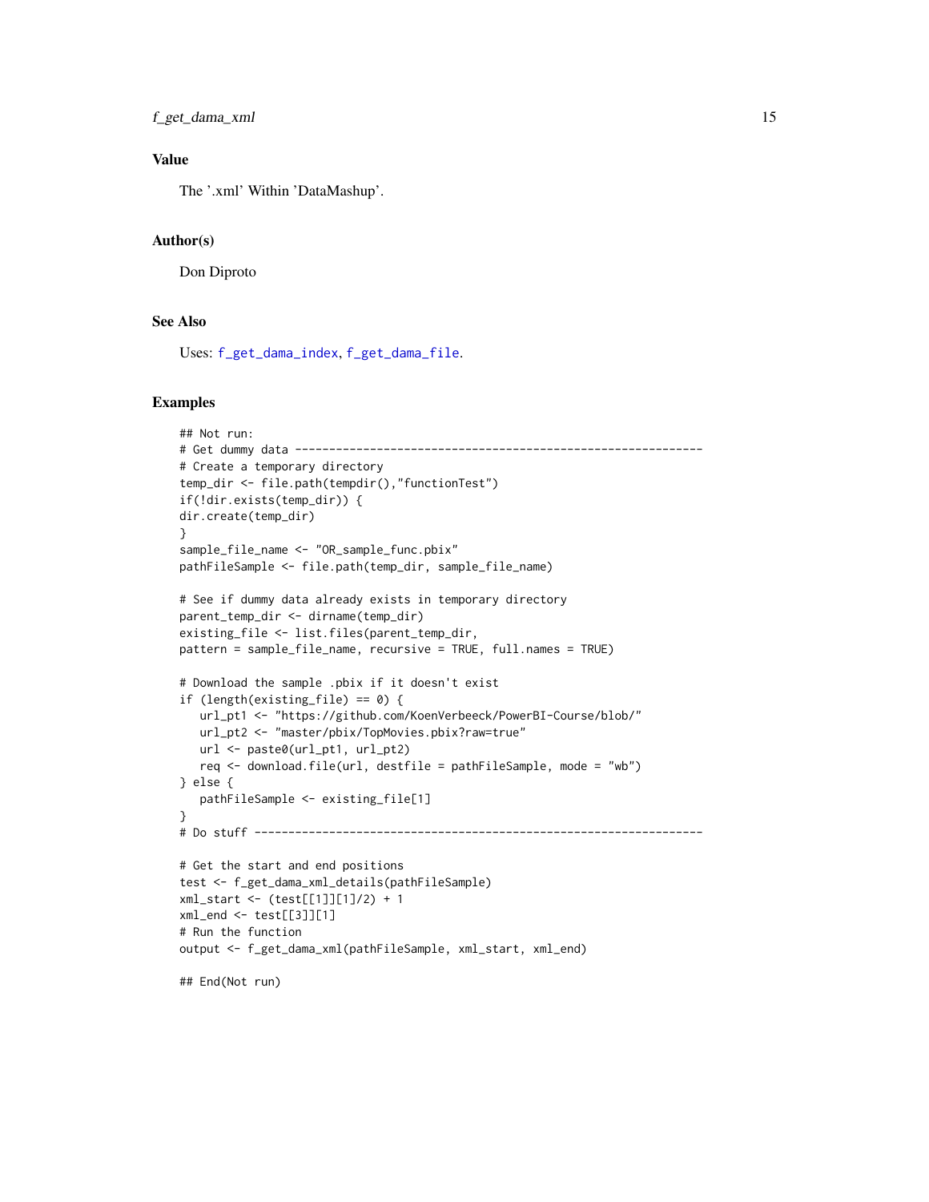## Value

The '.xml' Within 'DataMashup'.

## Author(s)

Don Diproto

## See Also

Uses: f_get_dama_index, f_get_dama_file.

## Examples

```
## Not run:
# Get dummy data -----------------------------------------------------------
# Create a temporary directory
temp_dir <- file.path(tempdir(),"functionTest")
if(!dir.exists(temp_dir)) {
dir.create(temp_dir)
}
sample_file_name <- "OR_sample_func.pbix"
pathFileSample <- file.path(temp_dir, sample_file_name)

# See if dummy data already exists in temporary directory
parent_temp_dir <- dirname(temp_dir)
existing_file <- list.files(parent_temp_dir,
pattern = sample_file_name, recursive = TRUE, full.names = TRUE)

# Download the sample .pbix if it doesn't exist
if (length(existing_file) == 0) {
   url_pt1 <- "https://github.com/KoenVerbeeck/PowerBI-Course/blob/"
   url_pt2 <- "master/pbix/TopMovies.pbix?raw=true"
   url <- paste0(url_pt1, url_pt2)
   req <- download.file(url, destfile = pathFileSample, mode = "wb")
} else {
   pathFileSample <- existing_file[1]
}
# Do stuff -----------------------------------------------------------------

# Get the start and end positions
test <- f_get_dama_xml_details(pathFileSample)
xml_start <- (test[[1]][1]/2) + 1
xml_end <- test[[3]][1]
# Run the function
output <- f_get_dama_xml(pathFileSample, xml_start, xml_end)

## End(Not run)
```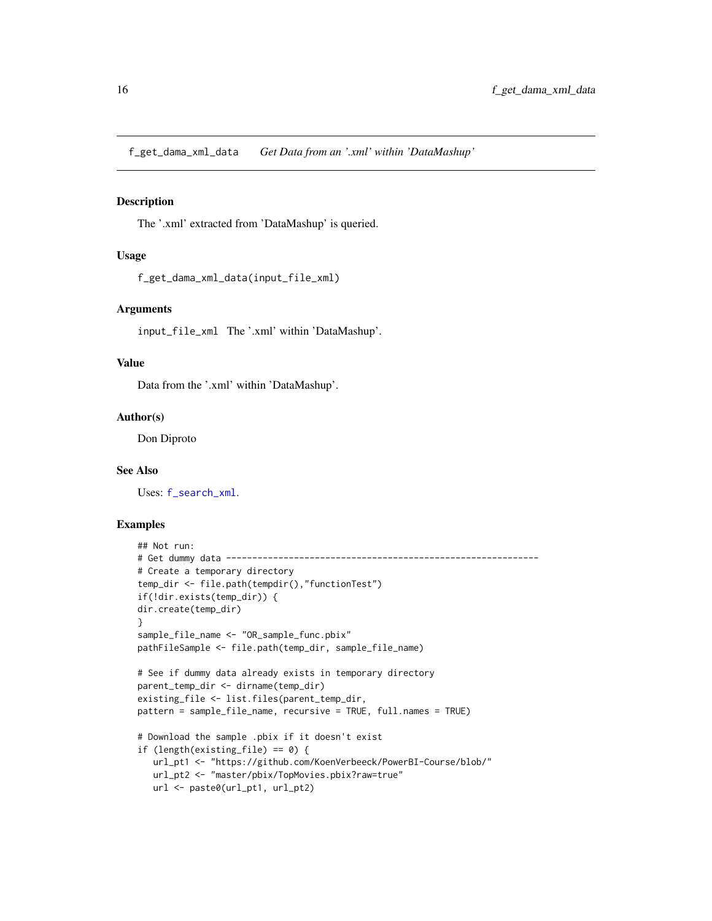## f_get_dama_xml_data — *Get Data from an '.xml' within 'DataMashup'*

### Description

The '.xml' extracted from 'DataMashup' is queried.

### Usage

```
f_get_dama_xml_data(input_file_xml)
```

### Arguments

`input_file_xml` The '.xml' within 'DataMashup'.

### Value

Data from the '.xml' within 'DataMashup'.

### Author(s)

Don Diproto

### See Also

Uses: `f_search_xml`.

### Examples

```
## Not run:
# Get dummy data ----------------------------------------------------------
# Create a temporary directory
temp_dir <- file.path(tempdir(),"functionTest")
if(!dir.exists(temp_dir)) {
dir.create(temp_dir)
}
sample_file_name <- "OR_sample_func.pbix"
pathFileSample <- file.path(temp_dir, sample_file_name)

# See if dummy data already exists in temporary directory
parent_temp_dir <- dirname(temp_dir)
existing_file <- list.files(parent_temp_dir,
pattern = sample_file_name, recursive = TRUE, full.names = TRUE)

# Download the sample .pbix if it doesn't exist
if (length(existing_file) == 0) {
   url_pt1 <- "https://github.com/KoenVerbeeck/PowerBI-Course/blob/"
   url_pt2 <- "master/pbix/TopMovies.pbix?raw=true"
   url <- paste0(url_pt1, url_pt2)
```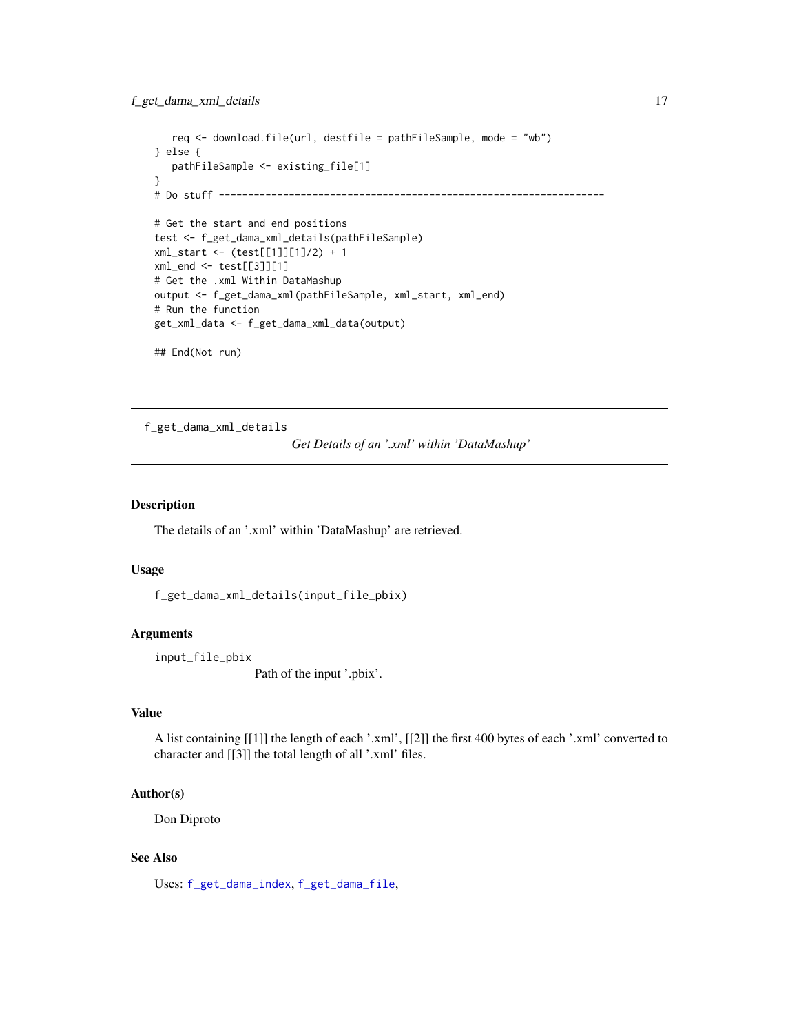```
    req <- download.file(url, destfile = pathFileSample, mode = "wb")
} else {
    pathFileSample <- existing_file[1]
}
# Do stuff -------------------------------------------------------------------

# Get the start and end positions
test <- f_get_dama_xml_details(pathFileSample)
xml_start <- (test[[1]][1]/2) + 1
xml_end <- test[[3]][1]
# Get the .xml Within DataMashup
output <- f_get_dama_xml(pathFileSample, xml_start, xml_end)
# Run the function
get_xml_data <- f_get_dama_xml_data(output)

## End(Not run)
```

---

## f_get_dama_xml_details

*Get Details of an '.xml' within 'DataMashup'*

---

### Description

The details of an '.xml' within 'DataMashup' are retrieved.

### Usage

```
f_get_dama_xml_details(input_file_pbix)
```

### Arguments

`input_file_pbix`
Path of the input '.pbix'.

### Value

A list containing [[1]] the length of each '.xml', [[2]] the first 400 bytes of each '.xml' converted to character and [[3]] the total length of all '.xml' files.

### Author(s)

Don Diproto

### See Also

Uses: `f_get_dama_index`, `f_get_dama_file`,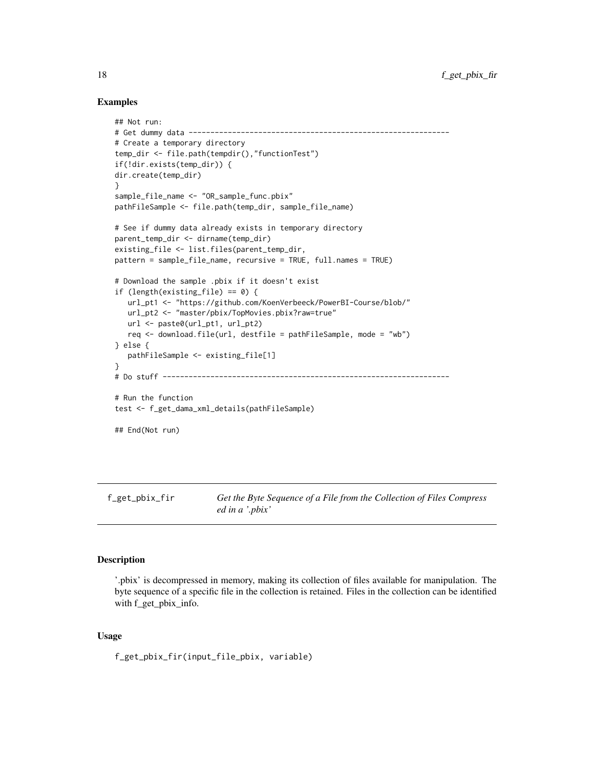## Examples

```
## Not run:
# Get dummy data ---------------------------------------------------------------
# Create a temporary directory
temp_dir <- file.path(tempdir(),"functionTest")
if(!dir.exists(temp_dir)) {
dir.create(temp_dir)
}
sample_file_name <- "OR_sample_func.pbix"
pathFileSample <- file.path(temp_dir, sample_file_name)

# See if dummy data already exists in temporary directory
parent_temp_dir <- dirname(temp_dir)
existing_file <- list.files(parent_temp_dir,
pattern = sample_file_name, recursive = TRUE, full.names = TRUE)

# Download the sample .pbix if it doesn't exist
if (length(existing_file) == 0) {
   url_pt1 <- "https://github.com/KoenVerbeeck/PowerBI-Course/blob/"
   url_pt2 <- "master/pbix/TopMovies.pbix?raw=true"
   url <- paste0(url_pt1, url_pt2)
   req <- download.file(url, destfile = pathFileSample, mode = "wb")
} else {
   pathFileSample <- existing_file[1]
}
# Do stuff ---------------------------------------------------------------------

# Run the function
test <- f_get_dama_xml_details(pathFileSample)

## End(Not run)
```

---

`f_get_pbix_fir` *Get the Byte Sequence of a File from the Collection of Files Compressed in a '.pbix'*

---

## Description

'.pbix' is decompressed in memory, making its collection of files available for manipulation. The byte sequence of a specific file in the collection is retained. Files in the collection can be identified with f_get_pbix_info.

## Usage

```
f_get_pbix_fir(input_file_pbix, variable)
```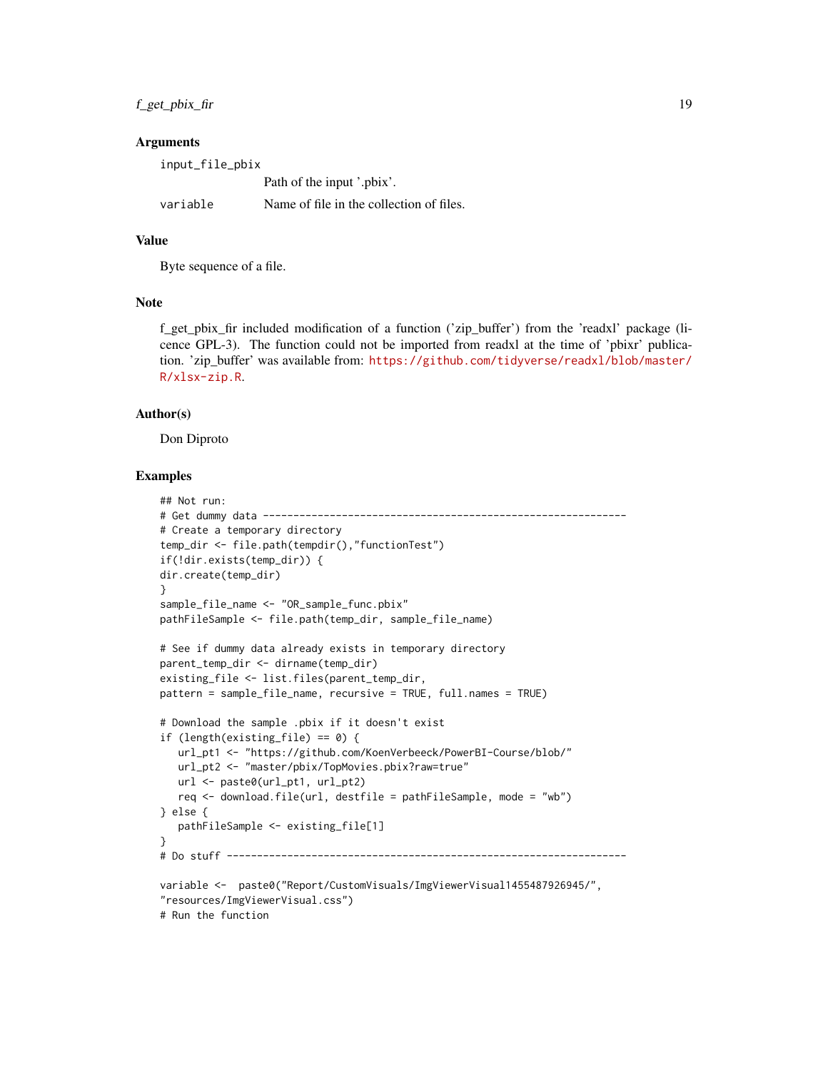### Arguments

`input_file_pbix`
: Path of the input '.pbix'.

`variable`
: Name of file in the collection of files.

### Value

Byte sequence of a file.

### Note

f_get_pbix_fir included modification of a function ('zip_buffer') from the 'readxl' package (licence GPL-3). The function could not be imported from readxl at the time of 'pbixr' publication. 'zip_buffer' was available from: https://github.com/tidyverse/readxl/blob/master/R/xlsx-zip.R.

### Author(s)

Don Diproto

### Examples

```
## Not run:
# Get dummy data -----------------------------------------------------------
# Create a temporary directory
temp_dir <- file.path(tempdir(),"functionTest")
if(!dir.exists(temp_dir)) {
dir.create(temp_dir)
}
sample_file_name <- "OR_sample_func.pbix"
pathFileSample <- file.path(temp_dir, sample_file_name)

# See if dummy data already exists in temporary directory
parent_temp_dir <- dirname(temp_dir)
existing_file <- list.files(parent_temp_dir,
pattern = sample_file_name, recursive = TRUE, full.names = TRUE)

# Download the sample .pbix if it doesn't exist
if (length(existing_file) == 0) {
   url_pt1 <- "https://github.com/KoenVerbeeck/PowerBI-Course/blob/"
   url_pt2 <- "master/pbix/TopMovies.pbix?raw=true"
   url <- paste0(url_pt1, url_pt2)
   req <- download.file(url, destfile = pathFileSample, mode = "wb")
} else {
   pathFileSample <- existing_file[1]
}
# Do stuff -----------------------------------------------------------------

variable <-  paste0("Report/CustomVisuals/ImgViewerVisual1455487926945/",
"resources/ImgViewerVisual.css")
# Run the function
```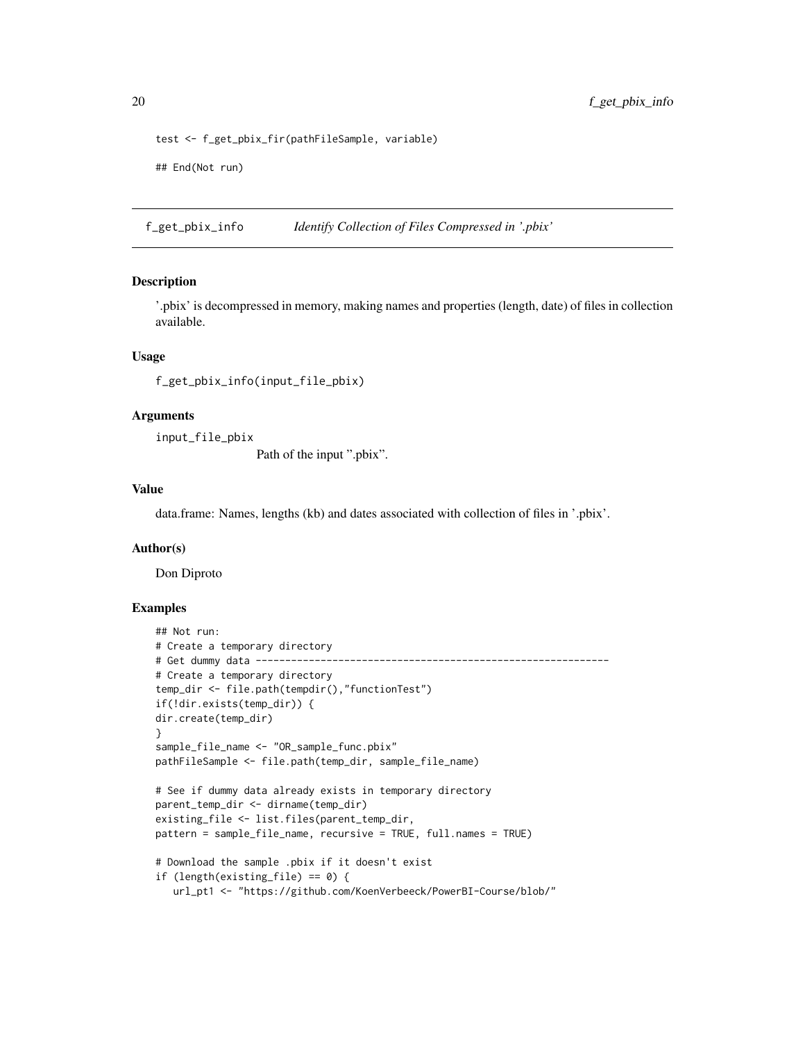```
test <- f_get_pbix_fir(pathFileSample, variable)

## End(Not run)
```

## f_get_pbix_info — *Identify Collection of Files Compressed in '.pbix'*

### Description

'.pbix' is decompressed in memory, making names and properties (length, date) of files in collection available.

### Usage

```
f_get_pbix_info(input_file_pbix)
```

### Arguments

`input_file_pbix`
: Path of the input ".pbix".

### Value

data.frame: Names, lengths (kb) and dates associated with collection of files in '.pbix'.

### Author(s)

Don Diproto

### Examples

```
## Not run:
# Create a temporary directory
# Get dummy data -----------------------------------------------------------
# Create a temporary directory
temp_dir <- file.path(tempdir(),"functionTest")
if(!dir.exists(temp_dir)) {
dir.create(temp_dir)
}
sample_file_name <- "OR_sample_func.pbix"
pathFileSample <- file.path(temp_dir, sample_file_name)

# See if dummy data already exists in temporary directory
parent_temp_dir <- dirname(temp_dir)
existing_file <- list.files(parent_temp_dir,
pattern = sample_file_name, recursive = TRUE, full.names = TRUE)

# Download the sample .pbix if it doesn't exist
if (length(existing_file) == 0) {
   url_pt1 <- "https://github.com/KoenVerbeeck/PowerBI-Course/blob/"
```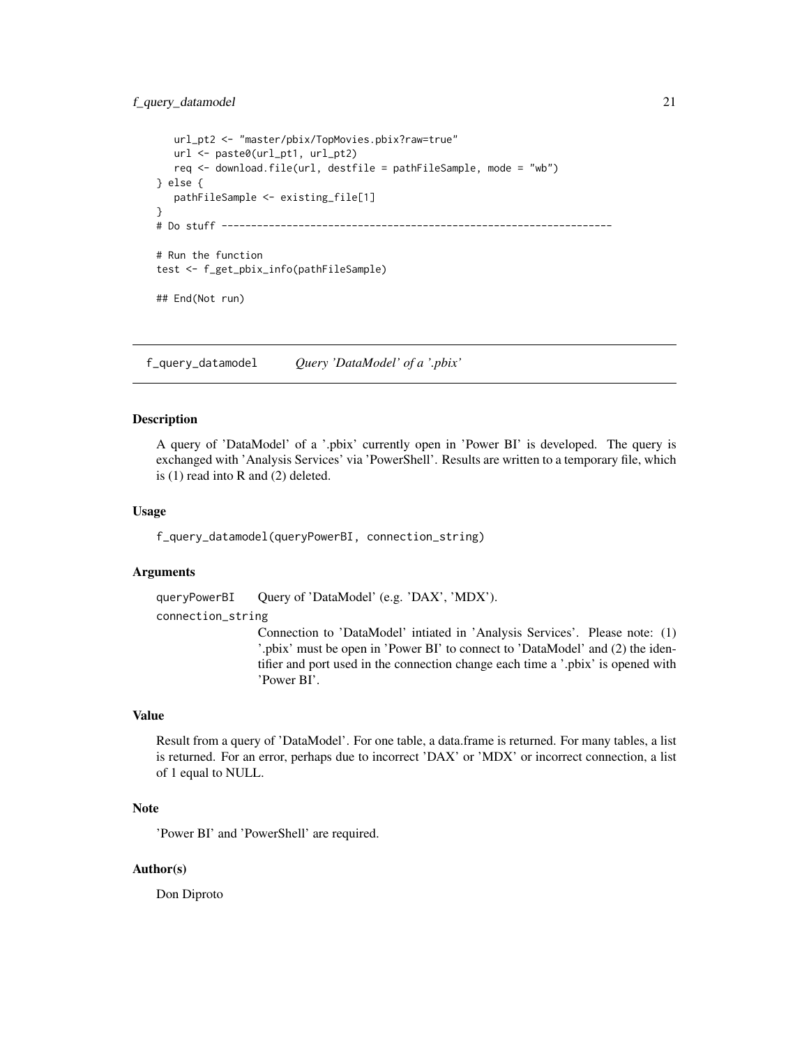```
    url_pt2 <- "master/pbix/TopMovies.pbix?raw=true"
    url <- paste0(url_pt1, url_pt2)
    req <- download.file(url, destfile = pathFileSample, mode = "wb")
} else {
    pathFileSample <- existing_file[1]
}
# Do stuff ----------------------------------------------------------------

# Run the function
test <- f_get_pbix_info(pathFileSample)

## End(Not run)
```

---

## f_query_datamodel *Query 'DataModel' of a '.pbix'*

---

### Description

A query of 'DataModel' of a '.pbix' currently open in 'Power BI' is developed. The query is exchanged with 'Analysis Services' via 'PowerShell'. Results are written to a temporary file, which is (1) read into R and (2) deleted.

### Usage

```
f_query_datamodel(queryPowerBI, connection_string)
```

### Arguments

`queryPowerBI` Query of 'DataModel' (e.g. 'DAX', 'MDX').

`connection_string`
Connection to 'DataModel' intiated in 'Analysis Services'. Please note: (1) '.pbix' must be open in 'Power BI' to connect to 'DataModel' and (2) the identifier and port used in the connection change each time a '.pbix' is opened with 'Power BI'.

### Value

Result from a query of 'DataModel'. For one table, a data.frame is returned. For many tables, a list is returned. For an error, perhaps due to incorrect 'DAX' or 'MDX' or incorrect connection, a list of 1 equal to NULL.

### Note

'Power BI' and 'PowerShell' are required.

### Author(s)

Don Diproto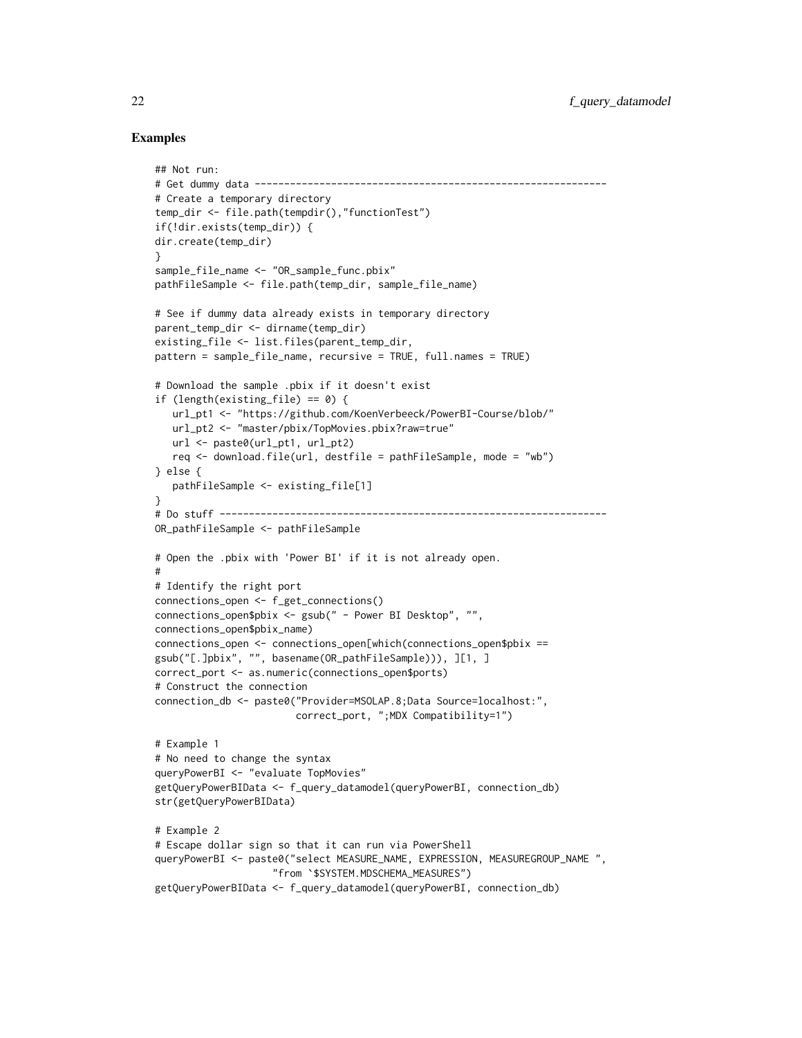## Examples

```
## Not run:
# Get dummy data ----------------------------------------------------------
# Create a temporary directory
temp_dir <- file.path(tempdir(),"functionTest")
if(!dir.exists(temp_dir)) {
dir.create(temp_dir)
}
sample_file_name <- "OR_sample_func.pbix"
pathFileSample <- file.path(temp_dir, sample_file_name)

# See if dummy data already exists in temporary directory
parent_temp_dir <- dirname(temp_dir)
existing_file <- list.files(parent_temp_dir,
pattern = sample_file_name, recursive = TRUE, full.names = TRUE)

# Download the sample .pbix if it doesn't exist
if (length(existing_file) == 0) {
   url_pt1 <- "https://github.com/KoenVerbeeck/PowerBI-Course/blob/"
   url_pt2 <- "master/pbix/TopMovies.pbix?raw=true"
   url <- paste0(url_pt1, url_pt2)
   req <- download.file(url, destfile = pathFileSample, mode = "wb")
} else {
   pathFileSample <- existing_file[1]
}
# Do stuff ----------------------------------------------------------------
OR_pathFileSample <- pathFileSample

# Open the .pbix with 'Power BI' if it is not already open.
#
# Identify the right port
connections_open <- f_get_connections()
connections_open$pbix <- gsub(" - Power BI Desktop", "",
connections_open$pbix_name)
connections_open <- connections_open[which(connections_open$pbix ==
gsub("[.]pbix", "", basename(OR_pathFileSample))), ][1, ]
correct_port <- as.numeric(connections_open$ports)
# Construct the connection
connection_db <- paste0("Provider=MSOLAP.8;Data Source=localhost:",
                        correct_port, ";MDX Compatibility=1")

# Example 1
# No need to change the syntax
queryPowerBI <- "evaluate TopMovies"
getQueryPowerBIData <- f_query_datamodel(queryPowerBI, connection_db)
str(getQueryPowerBIData)

# Example 2
# Escape dollar sign so that it can run via PowerShell
queryPowerBI <- paste0("select MEASURE_NAME, EXPRESSION, MEASUREGROUP_NAME ",
                   "from `$SYSTEM.MDSCHEMA_MEASURES")
getQueryPowerBIData <- f_query_datamodel(queryPowerBI, connection_db)
```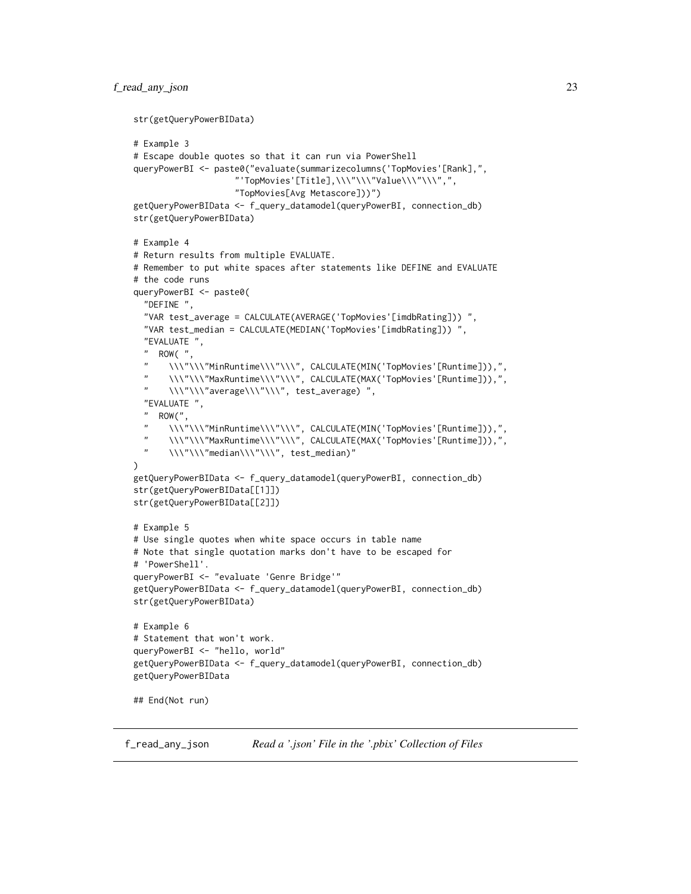```
str(getQueryPowerBIData)

# Example 3
# Escape double quotes so that it can run via PowerShell
queryPowerBI <- paste0("evaluate(summarizecolumns('TopMovies'[Rank],",
                    "'TopMovies'[Title],\\\"\\\"Value\\\"\\\",",
                    "TopMovies[Avg Metascore]))")
getQueryPowerBIData <- f_query_datamodel(queryPowerBI, connection_db)
str(getQueryPowerBIData)

# Example 4
# Return results from multiple EVALUATE.
# Remember to put white spaces after statements like DEFINE and EVALUATE
# the code runs
queryPowerBI <- paste0(
  "DEFINE ",
  "VAR test_average = CALCULATE(AVERAGE('TopMovies'[imdbRating])) ",
  "VAR test_median = CALCULATE(MEDIAN('TopMovies'[imdbRating])) ",
  "EVALUATE ",
  "  ROW( ",
  "    \\\"\\\"MinRuntime\\\"\\\", CALCULATE(MIN('TopMovies'[Runtime])),",
  "    \\\"\\\"MaxRuntime\\\"\\\", CALCULATE(MAX('TopMovies'[Runtime])),",
  "    \\\"\\\"average\\\"\\\", test_average) ",
  "EVALUATE ",
  "  ROW(",
  "    \\\"\\\"MinRuntime\\\"\\\", CALCULATE(MIN('TopMovies'[Runtime])),",
  "    \\\"\\\"MaxRuntime\\\"\\\", CALCULATE(MAX('TopMovies'[Runtime])),",
  "    \\\"\\\"median\\\"\\\", test_median)"
)
getQueryPowerBIData <- f_query_datamodel(queryPowerBI, connection_db)
str(getQueryPowerBIData[[1]])
str(getQueryPowerBIData[[2]])

# Example 5
# Use single quotes when white space occurs in table name
# Note that single quotation marks don't have to be escaped for
# 'PowerShell'.
queryPowerBI <- "evaluate 'Genre Bridge'"
getQueryPowerBIData <- f_query_datamodel(queryPowerBI, connection_db)
str(getQueryPowerBIData)

# Example 6
# Statement that won't work.
queryPowerBI <- "hello, world"
getQueryPowerBIData <- f_query_datamodel(queryPowerBI, connection_db)
getQueryPowerBIData

## End(Not run)
```

---

## f_read_any_json — *Read a '.json' File in the '.pbix' Collection of Files*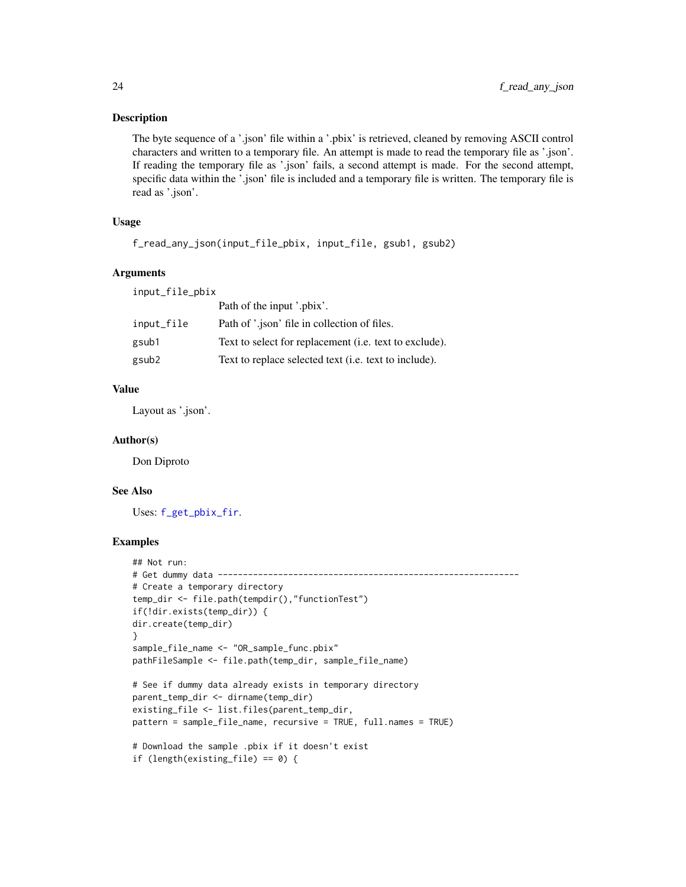### Description

The byte sequence of a '.json' file within a '.pbix' is retrieved, cleaned by removing ASCII control characters and written to a temporary file. An attempt is made to read the temporary file as '.json'. If reading the temporary file as '.json' fails, a second attempt is made. For the second attempt, specific data within the '.json' file is included and a temporary file is written. The temporary file is read as '.json'.

### Usage

```
f_read_any_json(input_file_pbix, input_file, gsub1, gsub2)
```

### Arguments

| | |
|---|---|
| input_file_pbix | Path of the input '.pbix'. |
| input_file | Path of '.json' file in collection of files. |
| gsub1 | Text to select for replacement (i.e. text to exclude). |
| gsub2 | Text to replace selected text (i.e. text to include). |

### Value

Layout as '.json'.

### Author(s)

Don Diproto

### See Also

Uses: f_get_pbix_fir.

### Examples

```
## Not run:
# Get dummy data -----------------------------------------------------------
# Create a temporary directory
temp_dir <- file.path(tempdir(),"functionTest")
if(!dir.exists(temp_dir)) {
dir.create(temp_dir)
}
sample_file_name <- "OR_sample_func.pbix"
pathFileSample <- file.path(temp_dir, sample_file_name)

# See if dummy data already exists in temporary directory
parent_temp_dir <- dirname(temp_dir)
existing_file <- list.files(parent_temp_dir,
pattern = sample_file_name, recursive = TRUE, full.names = TRUE)

# Download the sample .pbix if it doesn't exist
if (length(existing_file) == 0) {
```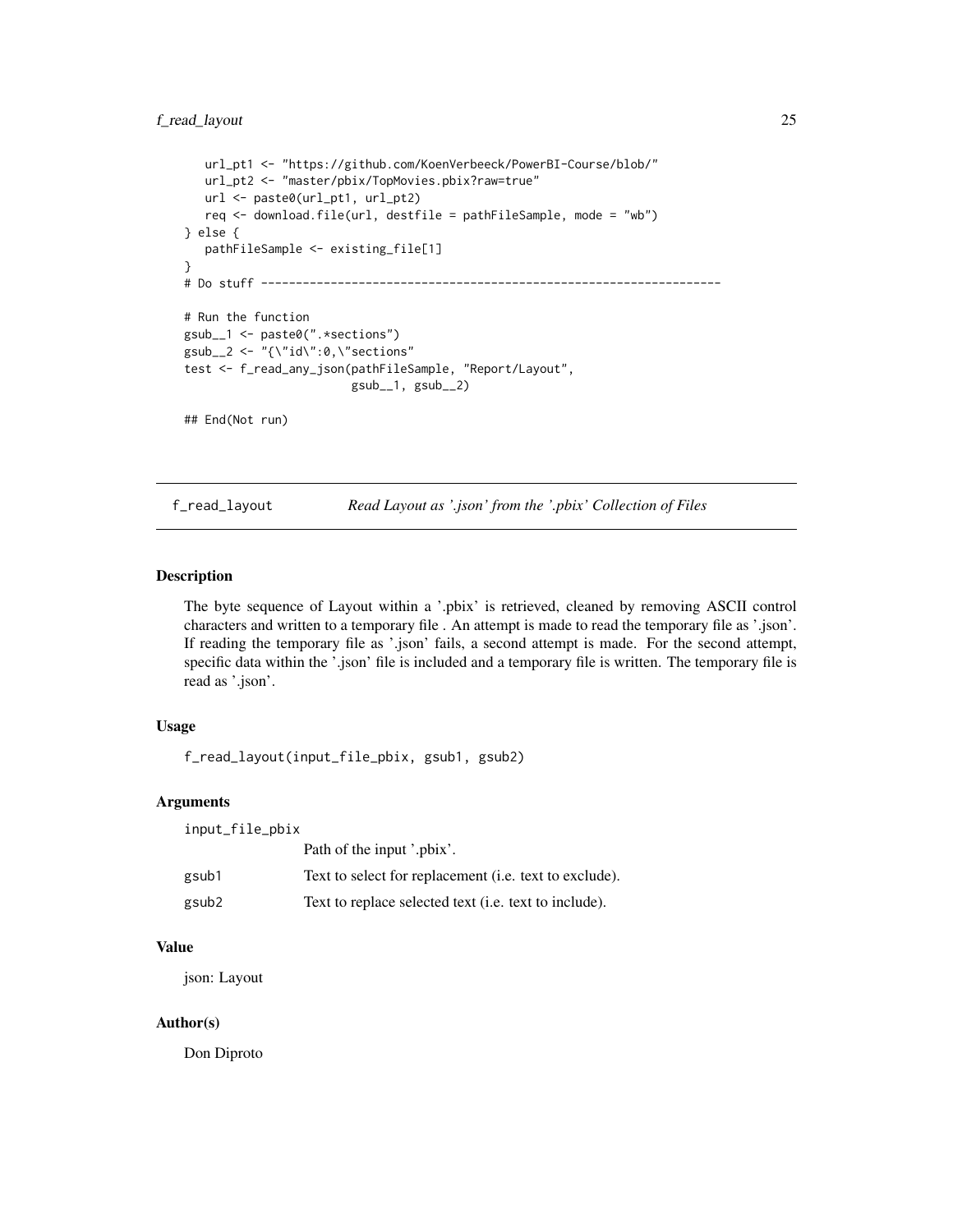```
    url_pt1 <- "https://github.com/KoenVerbeeck/PowerBI-Course/blob/"
    url_pt2 <- "master/pbix/TopMovies.pbix?raw=true"
    url <- paste0(url_pt1, url_pt2)
    req <- download.file(url, destfile = pathFileSample, mode = "wb")
} else {
    pathFileSample <- existing_file[1]
}
# Do stuff -----------------------------------------------------------------

# Run the function
gsub__1 <- paste0(".*sections")
gsub__2 <- "{\"id\":0,\"sections"
test <- f_read_any_json(pathFileSample, "Report/Layout",
                        gsub__1, gsub__2)

## End(Not run)
```

---

## f_read_layout — *Read Layout as '.json' from the '.pbix' Collection of Files*

### Description

The byte sequence of Layout within a '.pbix' is retrieved, cleaned by removing ASCII control characters and written to a temporary file . An attempt is made to read the temporary file as '.json'. If reading the temporary file as '.json' fails, a second attempt is made. For the second attempt, specific data within the '.json' file is included and a temporary file is written. The temporary file is read as '.json'.

### Usage

```
f_read_layout(input_file_pbix, gsub1, gsub2)
```

### Arguments

| | |
|---|---|
| input_file_pbix | Path of the input '.pbix'. |
| gsub1 | Text to select for replacement (i.e. text to exclude). |
| gsub2 | Text to replace selected text (i.e. text to include). |

### Value

json: Layout

### Author(s)

Don Diproto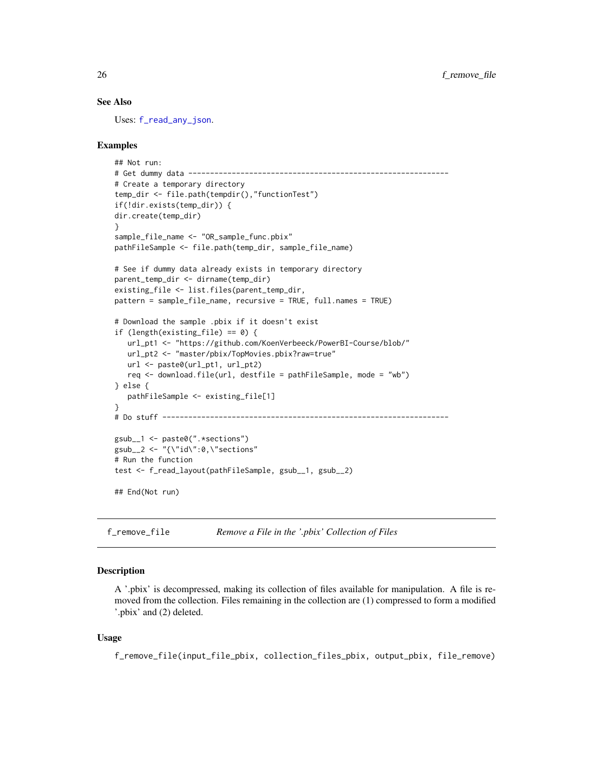### See Also

Uses: `f_read_any_json`.

### Examples

```
## Not run:
# Get dummy data ------------------------------------------------------------
# Create a temporary directory
temp_dir <- file.path(tempdir(),"functionTest")
if(!dir.exists(temp_dir)) {
dir.create(temp_dir)
}
sample_file_name <- "OR_sample_func.pbix"
pathFileSample <- file.path(temp_dir, sample_file_name)

# See if dummy data already exists in temporary directory
parent_temp_dir <- dirname(temp_dir)
existing_file <- list.files(parent_temp_dir,
pattern = sample_file_name, recursive = TRUE, full.names = TRUE)

# Download the sample .pbix if it doesn't exist
if (length(existing_file) == 0) {
   url_pt1 <- "https://github.com/KoenVerbeeck/PowerBI-Course/blob/"
   url_pt2 <- "master/pbix/TopMovies.pbix?raw=true"
   url <- paste0(url_pt1, url_pt2)
   req <- download.file(url, destfile = pathFileSample, mode = "wb")
} else {
   pathFileSample <- existing_file[1]
}
# Do stuff ------------------------------------------------------------------

gsub__1 <- paste0(".*sections")
gsub__2 <- "{\"id\":0,\"sections"
# Run the function
test <- f_read_layout(pathFileSample, gsub__1, gsub__2)

## End(Not run)
```

---

## f_remove_file &nbsp;&nbsp;&nbsp; *Remove a File in the '.pbix' Collection of Files*

### Description

A '.pbix' is decompressed, making its collection of files available for manipulation. A file is removed from the collection. Files remaining in the collection are (1) compressed to form a modified '.pbix' and (2) deleted.

### Usage

```
f_remove_file(input_file_pbix, collection_files_pbix, output_pbix, file_remove)
```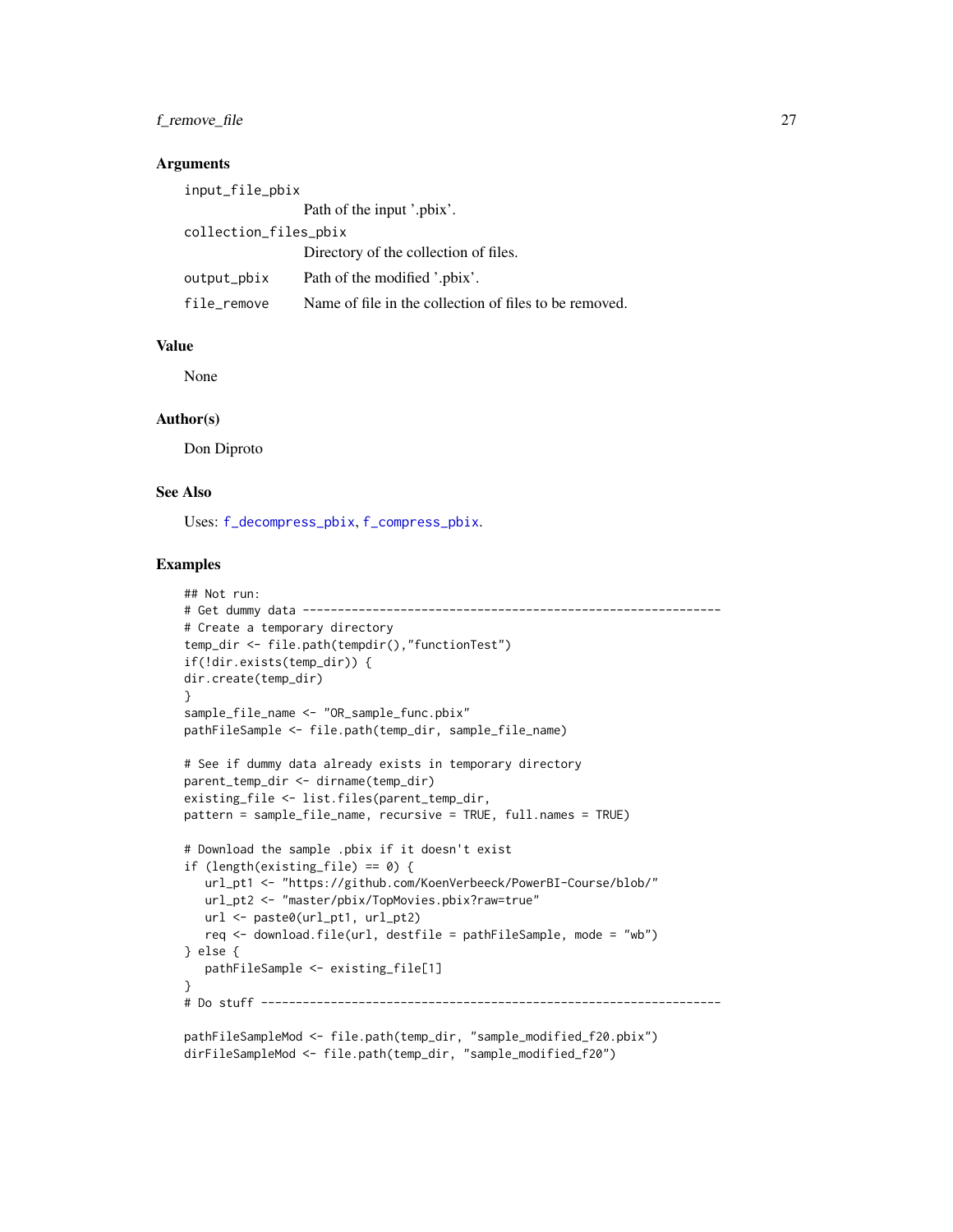### Arguments

- `input_file_pbix` Path of the input '.pbix'.
- `collection_files_pbix` Directory of the collection of files.
- `output_pbix` Path of the modified '.pbix'.
- `file_remove` Name of file in the collection of files to be removed.

### Value

None

### Author(s)

Don Diproto

### See Also

Uses: `f_decompress_pbix`, `f_compress_pbix`.

### Examples

```
## Not run:
# Get dummy data -----------------------------------------------------------
# Create a temporary directory
temp_dir <- file.path(tempdir(),"functionTest")
if(!dir.exists(temp_dir)) {
dir.create(temp_dir)
}
sample_file_name <- "OR_sample_func.pbix"
pathFileSample <- file.path(temp_dir, sample_file_name)

# See if dummy data already exists in temporary directory
parent_temp_dir <- dirname(temp_dir)
existing_file <- list.files(parent_temp_dir,
pattern = sample_file_name, recursive = TRUE, full.names = TRUE)

# Download the sample .pbix if it doesn't exist
if (length(existing_file) == 0) {
   url_pt1 <- "https://github.com/KoenVerbeeck/PowerBI-Course/blob/"
   url_pt2 <- "master/pbix/TopMovies.pbix?raw=true"
   url <- paste0(url_pt1, url_pt2)
   req <- download.file(url, destfile = pathFileSample, mode = "wb")
} else {
   pathFileSample <- existing_file[1]
}
# Do stuff -----------------------------------------------------------------

pathFileSampleMod <- file.path(temp_dir, "sample_modified_f20.pbix")
dirFileSampleMod <- file.path(temp_dir, "sample_modified_f20")
```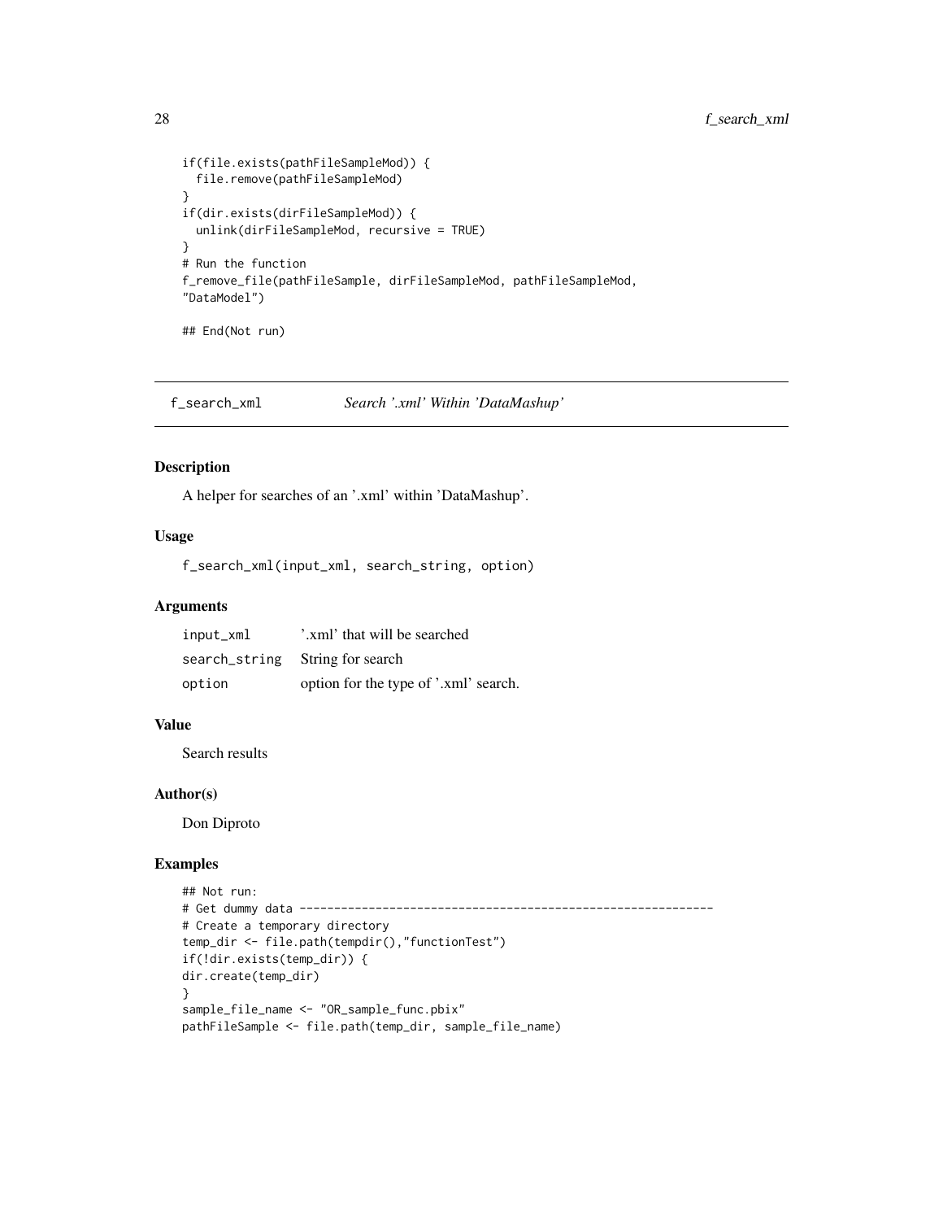```
if(file.exists(pathFileSampleMod)) {
  file.remove(pathFileSampleMod)
}
if(dir.exists(dirFileSampleMod)) {
  unlink(dirFileSampleMod, recursive = TRUE)
}
# Run the function
f_remove_file(pathFileSample, dirFileSampleMod, pathFileSampleMod,
"DataModel")

## End(Not run)
```

## f_search_xml — *Search '.xml' Within 'DataMashup'*

### Description

A helper for searches of an '.xml' within 'DataMashup'.

### Usage

```
f_search_xml(input_xml, search_string, option)
```

### Arguments

| | |
|---|---|
| input_xml | '.xml' that will be searched |
| search_string | String for search |
| option | option for the type of '.xml' search. |

### Value

Search results

### Author(s)

Don Diproto

### Examples

```
## Not run:
# Get dummy data -----------------------------------------------------------
# Create a temporary directory
temp_dir <- file.path(tempdir(),"functionTest")
if(!dir.exists(temp_dir)) {
dir.create(temp_dir)
}
sample_file_name <- "OR_sample_func.pbix"
pathFileSample <- file.path(temp_dir, sample_file_name)
```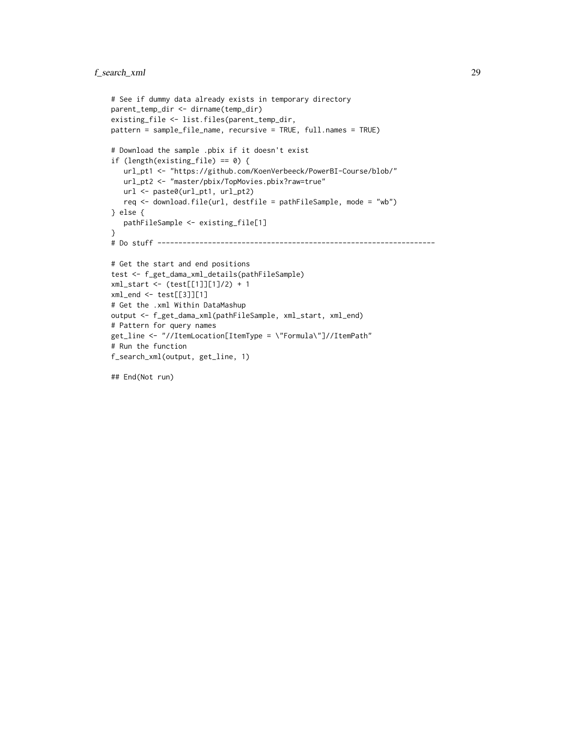```
# See if dummy data already exists in temporary directory
parent_temp_dir <- dirname(temp_dir)
existing_file <- list.files(parent_temp_dir,
pattern = sample_file_name, recursive = TRUE, full.names = TRUE)

# Download the sample .pbix if it doesn't exist
if (length(existing_file) == 0) {
   url_pt1 <- "https://github.com/KoenVerbeeck/PowerBI-Course/blob/"
   url_pt2 <- "master/pbix/TopMovies.pbix?raw=true"
   url <- paste0(url_pt1, url_pt2)
   req <- download.file(url, destfile = pathFileSample, mode = "wb")
} else {
   pathFileSample <- existing_file[1]
}
# Do stuff -----------------------------------------------------------------

# Get the start and end positions
test <- f_get_dama_xml_details(pathFileSample)
xml_start <- (test[[1]][1]/2) + 1
xml_end <- test[[3]][1]
# Get the .xml Within DataMashup
output <- f_get_dama_xml(pathFileSample, xml_start, xml_end)
# Pattern for query names
get_line <- "//ItemLocation[ItemType = \"Formula\"]//ItemPath"
# Run the function
f_search_xml(output, get_line, 1)

## End(Not run)
```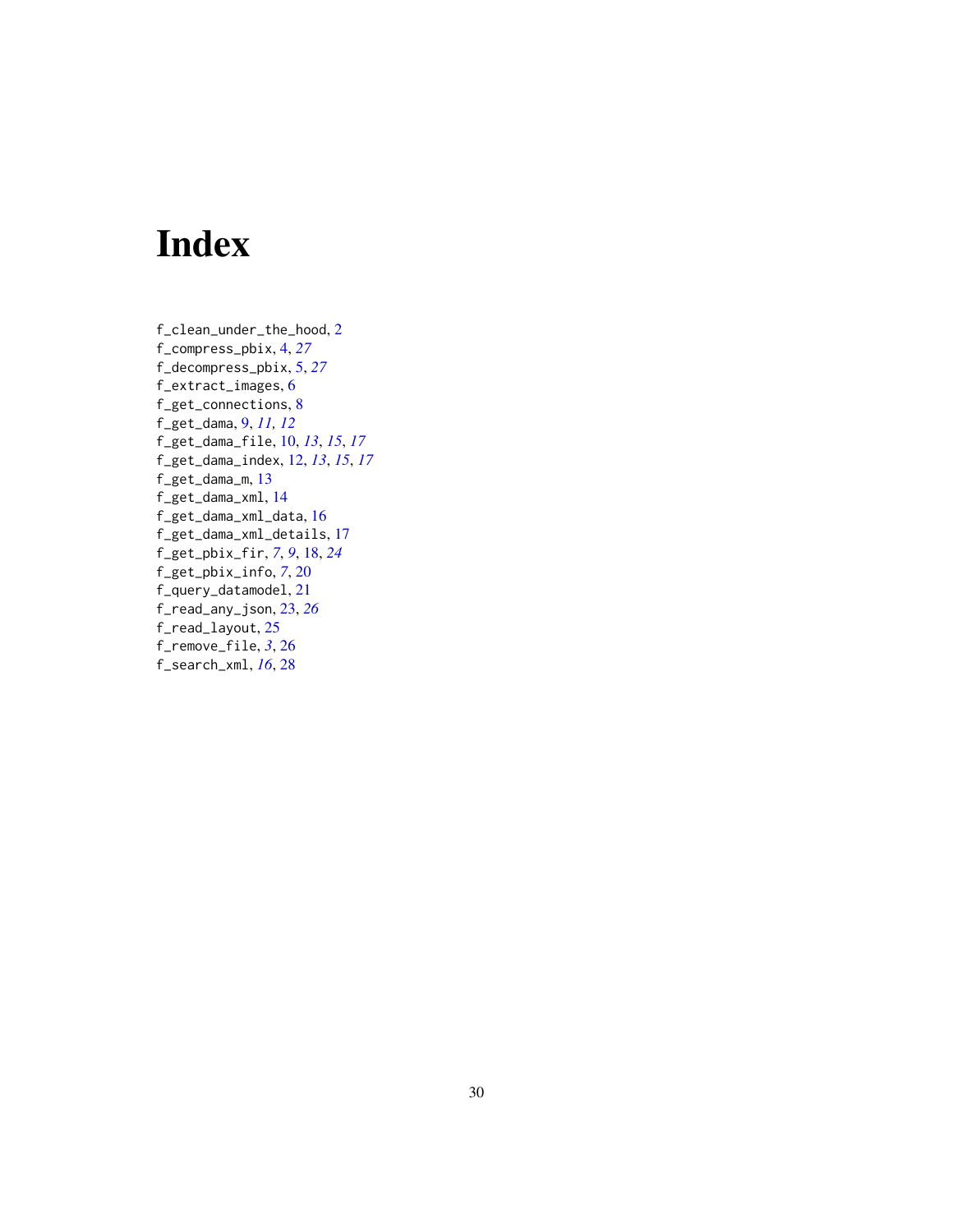# Index

f_clean_under_the_hood, 2
f_compress_pbix, 4, *27*
f_decompress_pbix, 5, *27*
f_extract_images, 6
f_get_connections, 8
f_get_dama, 9, *11, 12*
f_get_dama_file, 10, *13*, *15*, *17*
f_get_dama_index, 12, *13*, *15*, *17*
f_get_dama_m, 13
f_get_dama_xml, 14
f_get_dama_xml_data, 16
f_get_dama_xml_details, 17
f_get_pbix_fir, *7*, *9*, 18, *24*
f_get_pbix_info, *7*, 20
f_query_datamodel, 21
f_read_any_json, 23, *26*
f_read_layout, 25
f_remove_file, *3*, 26
f_search_xml, *16*, 28